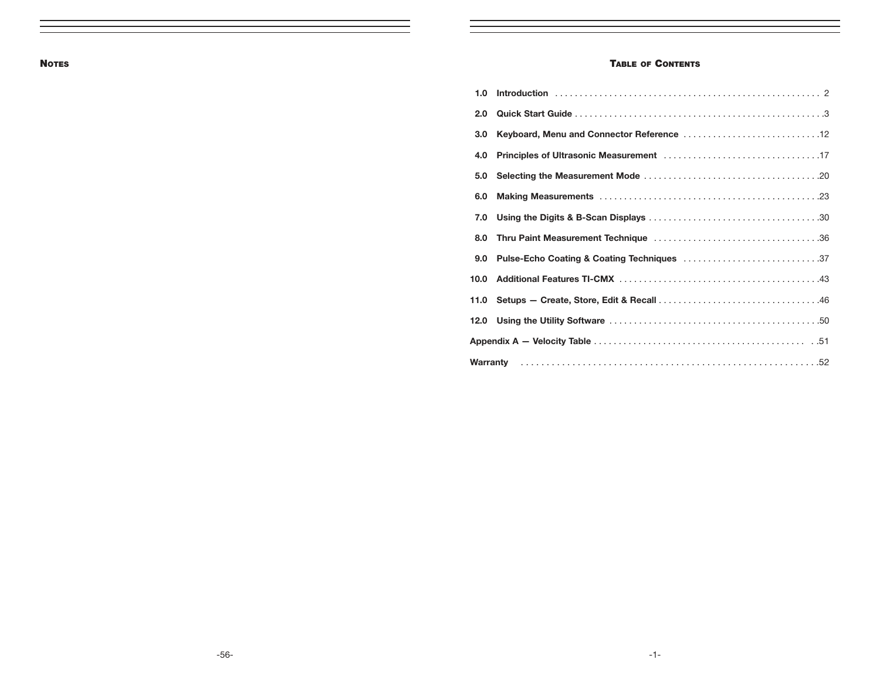## Notes

## Table of Contents

| | | |
|---|---|---|
| 1.0 | Introduction | 2 |
| 2.0 | Quick Start Guide | 3 |
| 3.0 | Keyboard, Menu and Connector Reference | 12 |
| 4.0 | Principles of Ultrasonic Measurement | 17 |
| 5.0 | Selecting the Measurement Mode | 20 |
| 6.0 | Making Measurements | 23 |
| 7.0 | Using the Digits & B-Scan Displays | 30 |
| 8.0 | Thru Paint Measurement Technique | 36 |
| 9.0 | Pulse-Echo Coating & Coating Techniques | 37 |
| 10.0 | Additional Features TI-CMX | 43 |
| 11.0 | Setups — Create, Store, Edit & Recall | 46 |
| 12.0 | Using the Utility Software | 50 |
| Appendix A — Velocity Table | | 51 |
| Warranty | | 52 |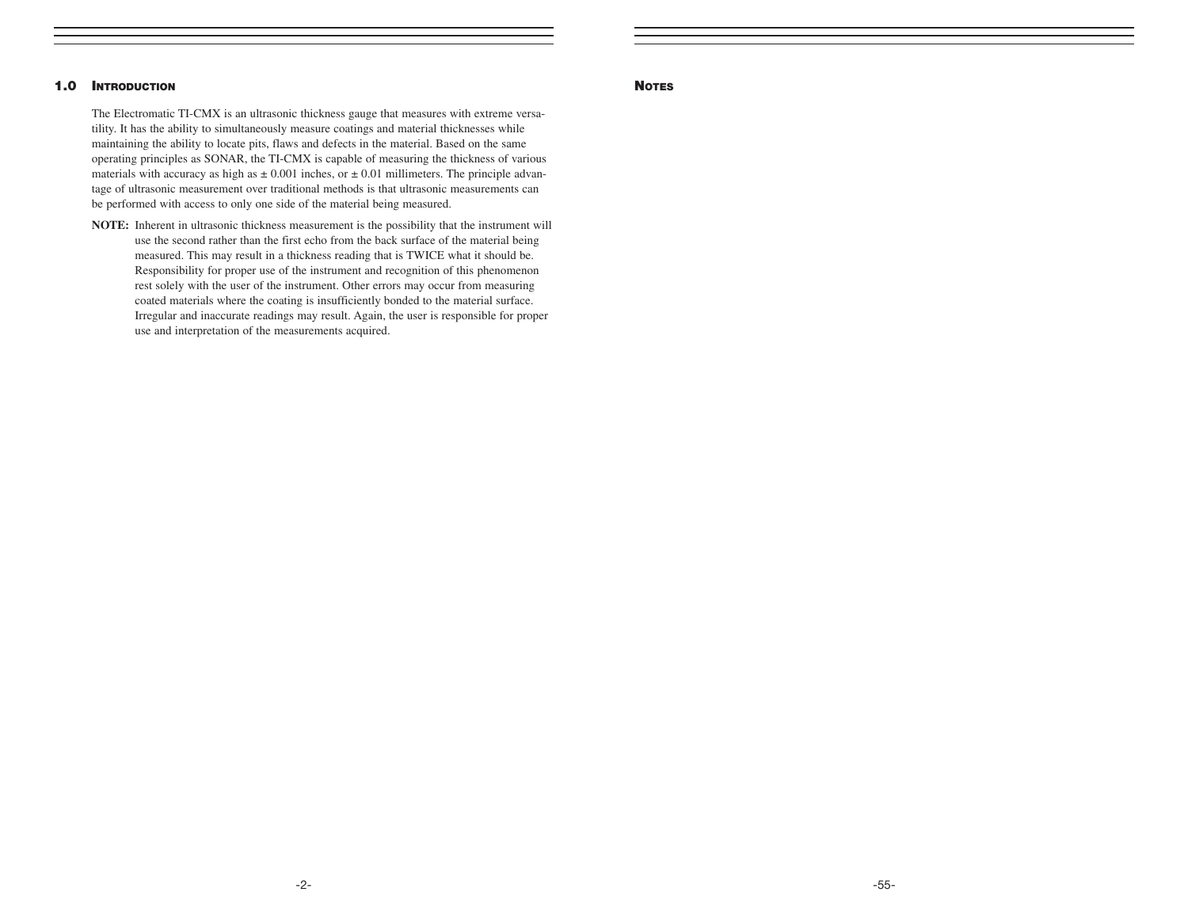## 1.0 Introduction

The Electromatic TI-CMX is an ultrasonic thickness gauge that measures with extreme versatility. It has the ability to simultaneously measure coatings and material thicknesses while maintaining the ability to locate pits, flaws and defects in the material. Based on the same operating principles as SONAR, the TI-CMX is capable of measuring the thickness of various materials with accuracy as high as ± 0.001 inches, or ± 0.01 millimeters. The principle advantage of ultrasonic measurement over traditional methods is that ultrasonic measurements can be performed with access to only one side of the material being measured.

**NOTE:** Inherent in ultrasonic thickness measurement is the possibility that the instrument will use the second rather than the first echo from the back surface of the material being measured. This may result in a thickness reading that is TWICE what it should be. Responsibility for proper use of the instrument and recognition of this phenomenon rest solely with the user of the instrument. Other errors may occur from measuring coated materials where the coating is insufficiently bonded to the material surface. Irregular and inaccurate readings may result. Again, the user is responsible for proper use and interpretation of the measurements acquired.

## Notes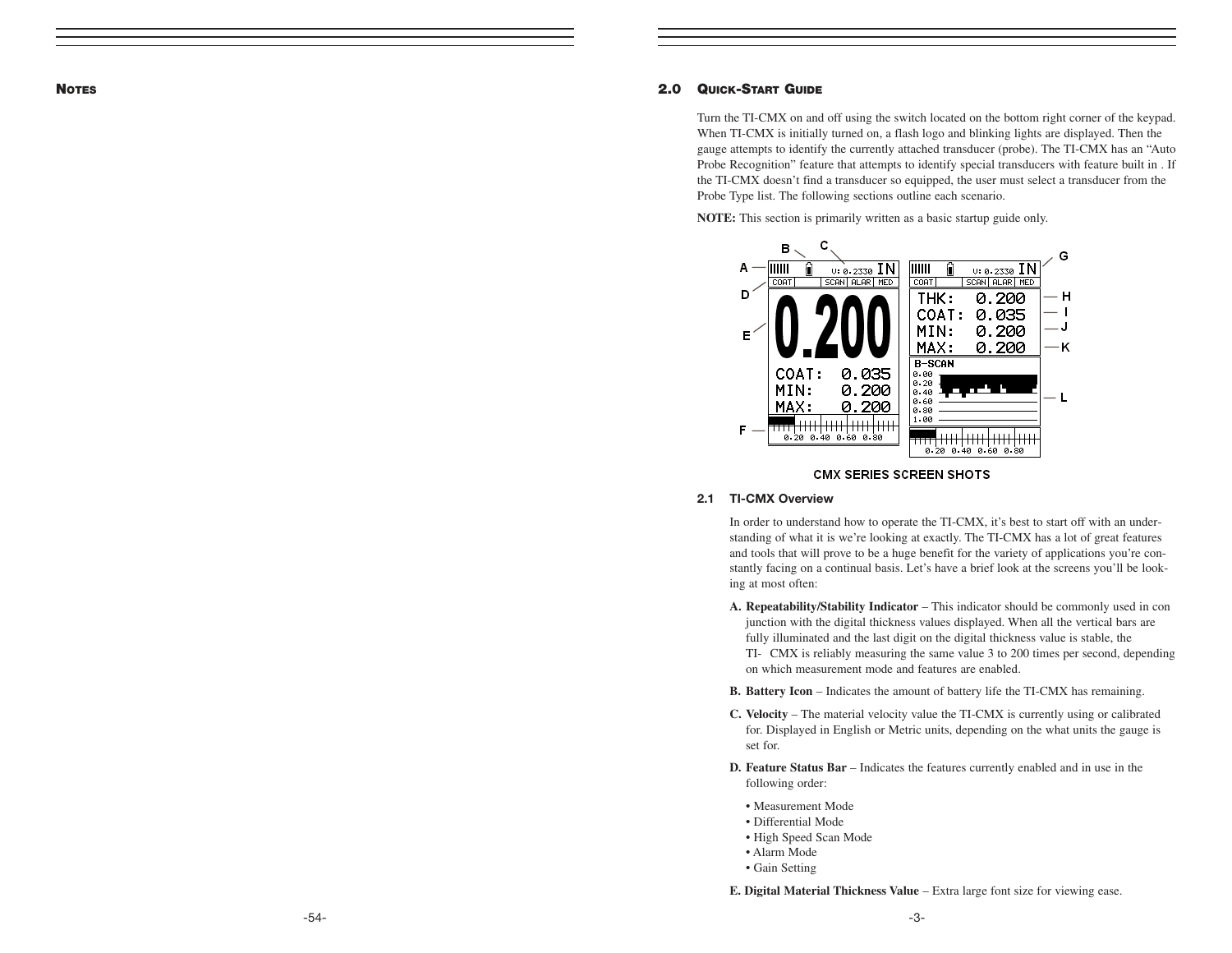## NOTES

## 2.0 QUICK-START GUIDE

Turn the TI-CMX on and off using the switch located on the bottom right corner of the keypad. When TI-CMX is initially turned on, a flash logo and blinking lights are displayed. Then the gauge attempts to identify the currently attached transducer (probe). The TI-CMX has an "Auto Probe Recognition" feature that attempts to identify special transducers with feature built in . If the TI-CMX doesn't find a transducer so equipped, the user must select a transducer from the Probe Type list. The following sections outline each scenario.

**NOTE:** This section is primarily written as a basic startup guide only.

CMX SERIES SCREEN SHOTS

### 2.1 TI-CMX Overview

In order to understand how to operate the TI-CMX, it's best to start off with an understanding of what it is we're looking at exactly. The TI-CMX has a lot of great features and tools that will prove to be a huge benefit for the variety of applications you're constantly facing on a continual basis. Let's have a brief look at the screens you'll be looking at most often:

**A. Repeatability/Stability Indicator** – This indicator should be commonly used in con junction with the digital thickness values displayed. When all the vertical bars are fully illuminated and the last digit on the digital thickness value is stable, the TI- CMX is reliably measuring the same value 3 to 200 times per second, depending on which measurement mode and features are enabled.

**B. Battery Icon** – Indicates the amount of battery life the TI-CMX has remaining.

**C. Velocity** – The material velocity value the TI-CMX is currently using or calibrated for. Displayed in English or Metric units, depending on the what units the gauge is set for.

**D. Feature Status Bar** – Indicates the features currently enabled and in use in the following order:

- Measurement Mode
- Differential Mode
- High Speed Scan Mode
- Alarm Mode
- Gain Setting

**E. Digital Material Thickness Value** – Extra large font size for viewing ease.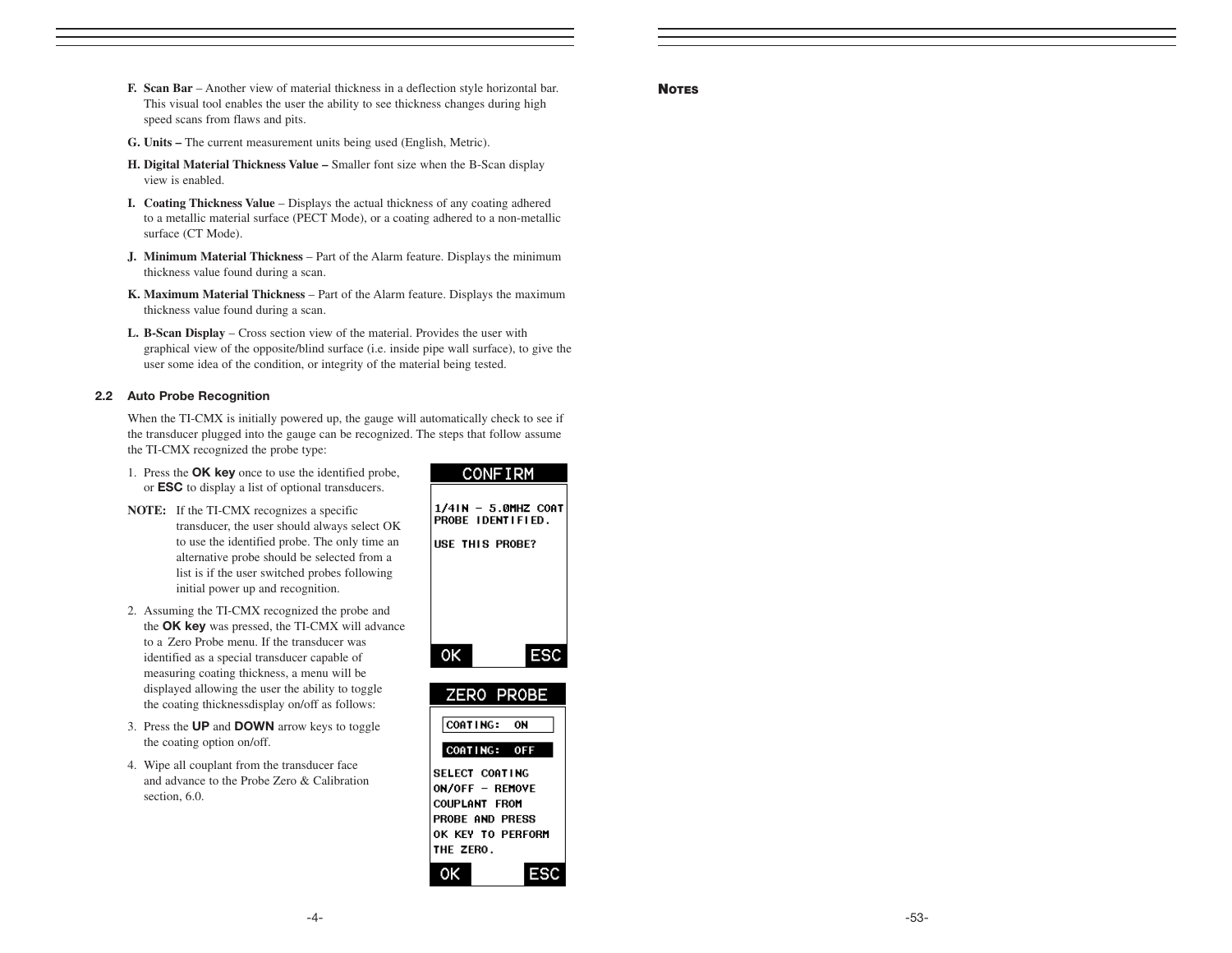F. **Scan Bar** – Another view of material thickness in a deflection style horizontal bar. This visual tool enables the user the ability to see thickness changes during high speed scans from flaws and pits.

G. **Units –** The current measurement units being used (English, Metric).

H. **Digital Material Thickness Value –** Smaller font size when the B-Scan display view is enabled.

I. **Coating Thickness Value** – Displays the actual thickness of any coating adhered to a metallic material surface (PECT Mode), or a coating adhered to a non-metallic surface (CT Mode).

J. **Minimum Material Thickness** – Part of the Alarm feature. Displays the minimum thickness value found during a scan.

K. **Maximum Material Thickness** – Part of the Alarm feature. Displays the maximum thickness value found during a scan.

L. **B-Scan Display** – Cross section view of the material. Provides the user with graphical view of the opposite/blind surface (i.e. inside pipe wall surface), to give the user some idea of the condition, or integrity of the material being tested.

### 2.2 Auto Probe Recognition

When the TI-CMX is initially powered up, the gauge will automatically check to see if the transducer plugged into the gauge can be recognized. The steps that follow assume the TI-CMX recognized the probe type:

1. Press the **OK key** once to use the identified probe, or **ESC** to display a list of optional transducers.

**NOTE:** If the TI-CMX recognizes a specific transducer, the user should always select OK to use the identified probe. The only time an alternative probe should be selected from a list is if the user switched probes following initial power up and recognition.

2. Assuming the TI-CMX recognized the probe and the **OK key** was pressed, the TI-CMX will advance to a Zero Probe menu. If the transducer was identified as a special transducer capable of measuring coating thickness, a menu will be displayed allowing the user the ability to toggle the coating thicknessdisplay on/off as follows:

3. Press the **UP** and **DOWN** arrow keys to toggle the coating option on/off.

4. Wipe all couplant from the transducer face and advance to the Probe Zero & Calibration section, 6.0.

CONFIRM

1/4IN – 5.0MHZ COAT PROBE IDENTIFIED.

USE THIS PROBE?

OK ESC

ZERO PROBE

COATING: ON

COATING: OFF

SELECT COATING ON/OFF – REMOVE COUPLANT FROM PROBE AND PRESS OK KEY TO PERFORM THE ZERO.

OK ESC

**NOTES**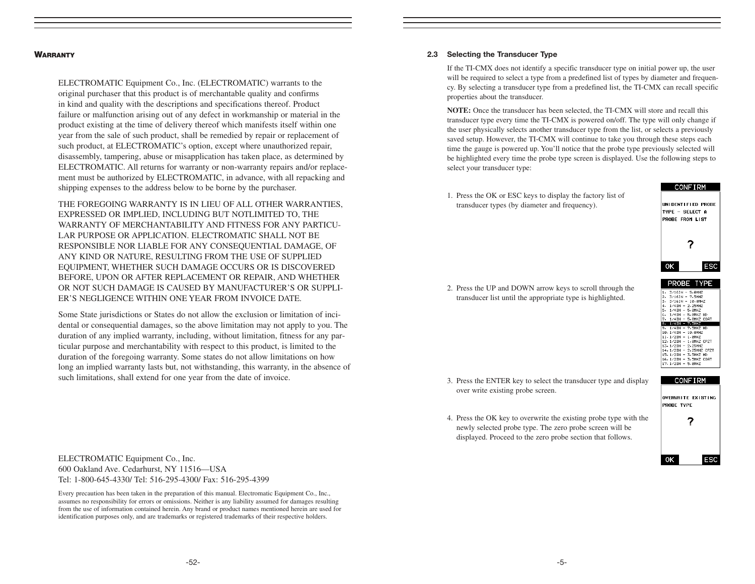## Warranty

ELECTROMATIC Equipment Co., Inc. (ELECTROMATIC) warrants to the original purchaser that this product is of merchantable quality and confirms in kind and quality with the descriptions and specifications thereof. Product failure or malfunction arising out of any defect in workmanship or material in the product existing at the time of delivery thereof which manifests itself within one year from the sale of such product, shall be remedied by repair or replacement of such product, at ELECTROMATIC's option, except where unauthorized repair, disassembly, tampering, abuse or misapplication has taken place, as determined by ELECTROMATIC. All returns for warranty or non-warranty repairs and/or replacement must be authorized by ELECTROMATIC, in advance, with all repacking and shipping expenses to the address below to be borne by the purchaser.

THE FOREGOING WARRANTY IS IN LIEU OF ALL OTHER WARRANTIES, EXPRESSED OR IMPLIED, INCLUDING BUT NOTLIMITED TO, THE WARRANTY OF MERCHANTABILITY AND FITNESS FOR ANY PARTICULAR PURPOSE OR APPLICATION. ELECTROMATIC SHALL NOT BE RESPONSIBLE NOR LIABLE FOR ANY CONSEQUENTIAL DAMAGE, OF ANY KIND OR NATURE, RESULTING FROM THE USE OF SUPPLIED EQUIPMENT, WHETHER SUCH DAMAGE OCCURS OR IS DISCOVERED BEFORE, UPON OR AFTER REPLACEMENT OR REPAIR, AND WHETHER OR NOT SUCH DAMAGE IS CAUSED BY MANUFACTURER'S OR SUPPLIER'S NEGLIGENCE WITHIN ONE YEAR FROM INVOICE DATE.

Some State jurisdictions or States do not allow the exclusion or limitation of incidental or consequential damages, so the above limitation may not apply to you. The duration of any implied warranty, including, without limitation, fitness for any particular purpose and merchantability with respect to this product, is limited to the duration of the foregoing warranty. Some states do not allow limitations on how long an implied warranty lasts but, not withstanding, this warranty, in the absence of such limitations, shall extend for one year from the date of invoice.

ELECTROMATIC Equipment Co., Inc.
600 Oakland Ave. Cedarhurst, NY 11516—USA
Tel: 1-800-645-4330/ Tel: 516-295-4300/ Fax: 516-295-4399

Every precaution has been taken in the preparation of this manual. Electromatic Equipment Co., Inc., assumes no responsibility for errors or omissions. Neither is any liability assumed for damages resulting from the use of information contained herein. Any brand or product names mentioned herein are used for identification purposes only, and are trademarks or registered trademarks of their respective holders.

### 2.3 Selecting the Transducer Type

If the TI-CMX does not identify a specific transducer type on initial power up, the user will be required to select a type from a predefined list of types by diameter and frequency. By selecting a transducer type from a predefined list, the TI-CMX can recall specific properties about the transducer.

**NOTE:** Once the transducer has been selected, the TI-CMX will store and recall this transducer type every time the TI-CMX is powered on/off. The type will only change if the user physically selects another transducer type from the list, or selects a previously saved setup. However, the TI-CMX will continue to take you through these steps each time the gauge is powered up. You'll notice that the probe type previously selected will be highlighted every time the probe type screen is displayed. Use the following steps to select your transducer type:

1. Press the OK or ESC keys to display the factory list of transducer types (by diameter and frequency).

   CONFIRM
   UNIDENTIFIED PROBE TYPE - SELECT A PROBE FROM LIST
   ?
   OK ESC

2. Press the UP and DOWN arrow keys to scroll through the transducer list until the appropriate type is highlighted.

   PROBE TYPE
   1. 3/16IN - 5.0MHZ
   2. 3/16IN - 7.5MHZ
   3. 3/16IN - 10.0MHZ
   4. 1/4IN - 2.25MHZ
   5. 1/4IN - 5.0MHZ
   6. 1/4IN - 5.0MHZ HD
   7. 1/4IN - 5.0MHZ COAT
   8. 1/4IN - 7.5MHZ
   9. 1/4IN - 7.5MHZ HD
   10. 1/4IN - 10.0MHZ
   11. 1/2IN - 1.0MHZ
   12. 1/2IN - 1.0MHZ CPZT
   13. 1/2IN - 2.25MHZ
   14. 1/2IN - 2.25MHZ CPZT
   15. 1/2IN - 3.5MHZ HD
   16. 1/2IN - 3.5MHZ COAT
   17. 1/2IN - 5.0MHZ

3. Press the ENTER key to select the transducer type and display over write existing probe screen.

   CONFIRM
   OVERWRITE EXISTING PROBE TYPE
   ?
   OK ESC

4. Press the OK key to overwrite the existing probe type with the newly selected probe type. The zero probe screen will be displayed. Proceed to the zero probe section that follows.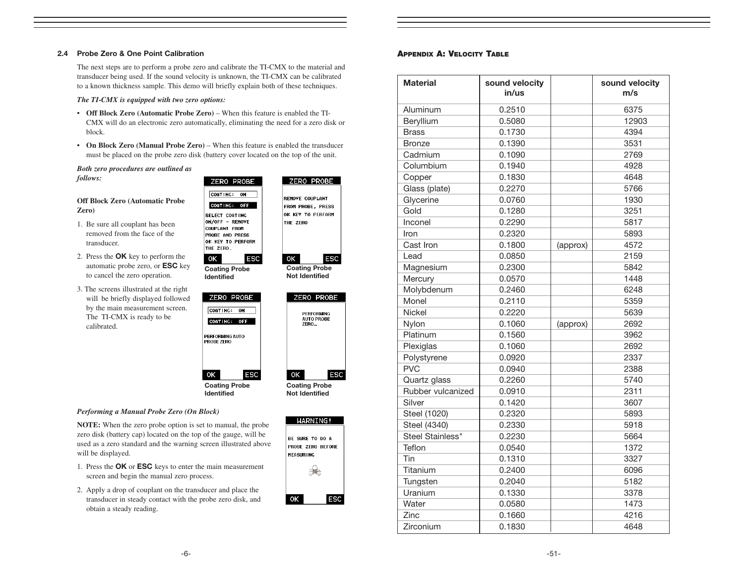### 2.4 Probe Zero & One Point Calibration

The next steps are to perform a probe zero and calibrate the TI-CMX to the material and transducer being used. If the sound velocity is unknown, the TI-CMX can be calibrated to a known thickness sample. This demo will briefly explain both of these techniques.

***The TI-CMX is equipped with two zero options:***

- **Off Block Zero (Automatic Probe Zero)** – When this feature is enabled the TI-CMX will do an electronic zero automatically, eliminating the need for a zero disk or block.
- **On Block Zero (Manual Probe Zero)** – When this feature is enabled the transducer must be placed on the probe zero disk (battery cover located on the top of the unit.

***Both zero procedures are outlined as follows:***

**Off Block Zero (Automatic Probe Zero)**

1. Be sure all couplant has been removed from the face of the transducer.
2. Press the **OK** key to perform the automatic probe zero, or **ESC** key to cancel the zero operation.
3. The screens illustrated at the right will be briefly displayed followed by the main measurement screen. The TI-CMX is ready to be calibrated.

ZERO PROBE — COATING: ON / COATING: OFF — SELECT COATING ON/OFF - REMOVE COUPLANT FROM PROBE AND PRESS OK KEY TO PERFORM THE ZERO. — OK ESC

**Coating Probe Identified**

ZERO PROBE — REMOVE COUPLANT FROM PROBE, PRESS OK KEY TO PERFORM THE ZERO — OK ESC

**Coating Probe Not Identified**

ZERO PROBE — COATING: ON / COATING: OFF — PERFORMING AUTO PROBE ZERO — OK ESC

**Coating Probe Identified**

ZERO PROBE — PERFORMING AUTO PROBE ZERO... — OK ESC

**Coating Probe Not Identified**

***Performing a Manual Probe Zero (On Block)***

**NOTE:** When the zero probe option is set to manual, the probe zero disk (battery cap) located on the top of the gauge, will be used as a zero standard and the warning screen illustrated above will be displayed.

WARNING! — BE SURE TO DO A PROBE ZERO BEFORE MEASURING — OK ESC

1. Press the **OK** or **ESC** keys to enter the main measurement screen and begin the manual zero process.
2. Apply a drop of couplant on the transducer and place the transducer in steady contact with the probe zero disk, and obtain a steady reading.

## Appendix A: Velocity Table

| Material | sound velocity in/us | | sound velocity m/s |
|---|---|---|---|
| Aluminum | 0.2510 | | 6375 |
| Beryllium | 0.5080 | | 12903 |
| Brass | 0.1730 | | 4394 |
| Bronze | 0.1390 | | 3531 |
| Cadmium | 0.1090 | | 2769 |
| Columbium | 0.1940 | | 4928 |
| Copper | 0.1830 | | 4648 |
| Glass (plate) | 0.2270 | | 5766 |
| Glycerine | 0.0760 | | 1930 |
| Gold | 0.1280 | | 3251 |
| Inconel | 0.2290 | | 5817 |
| Iron | 0.2320 | | 5893 |
| Cast Iron | 0.1800 | (approx) | 4572 |
| Lead | 0.0850 | | 2159 |
| Magnesium | 0.2300 | | 5842 |
| Mercury | 0.0570 | | 1448 |
| Molybdenum | 0.2460 | | 6248 |
| Monel | 0.2110 | | 5359 |
| Nickel | 0.2220 | | 5639 |
| Nylon | 0.1060 | (approx) | 2692 |
| Platinum | 0.1560 | | 3962 |
| Plexiglas | 0.1060 | | 2692 |
| Polystyrene | 0.0920 | | 2337 |
| PVC | 0.0940 | | 2388 |
| Quartz glass | 0.2260 | | 5740 |
| Rubber vulcanized | 0.0910 | | 2311 |
| Silver | 0.1420 | | 3607 |
| Steel (1020) | 0.2320 | | 5893 |
| Steel (4340) | 0.2330 | | 5918 |
| Steel Stainless" | 0.2230 | | 5664 |
| Teflon | 0.0540 | | 1372 |
| Tin | 0.1310 | | 3327 |
| Titanium | 0.2400 | | 6096 |
| Tungsten | 0.2040 | | 5182 |
| Uranium | 0.1330 | | 3378 |
| Water | 0.0580 | | 1473 |
| Zinc | 0.1660 | | 4216 |
| Zirconium | 0.1830 | | 4648 |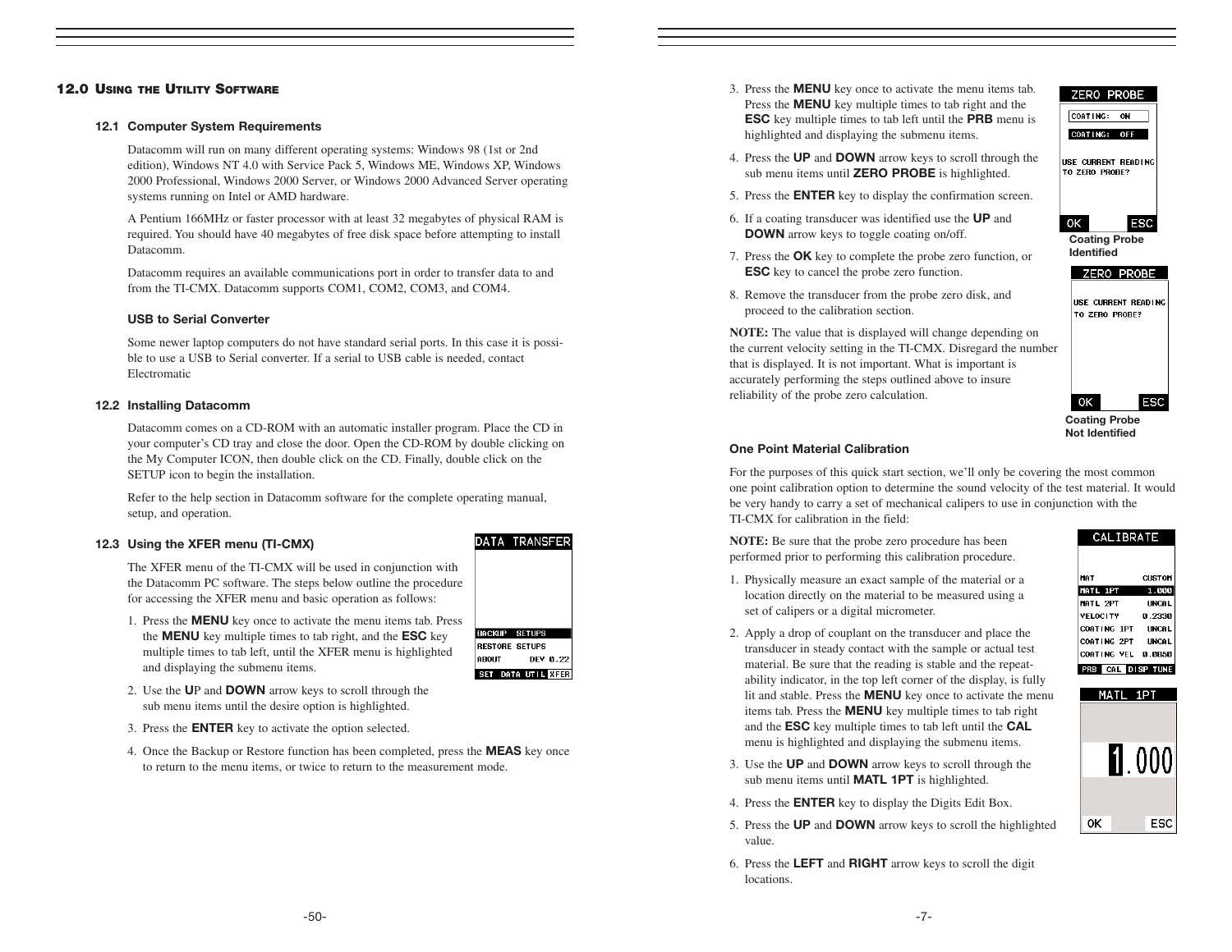## 12.0 Using the Utility Software

### 12.1 Computer System Requirements

Datacomm will run on many different operating systems: Windows 98 (1st or 2nd edition), Windows NT 4.0 with Service Pack 5, Windows ME, Windows XP, Windows 2000 Professional, Windows 2000 Server, or Windows 2000 Advanced Server operating systems running on Intel or AMD hardware.

A Pentium 166MHz or faster processor with at least 32 megabytes of physical RAM is required. You should have 40 megabytes of free disk space before attempting to install Datacomm.

Datacomm requires an available communications port in order to transfer data to and from the TI-CMX. Datacomm supports COM1, COM2, COM3, and COM4.

#### USB to Serial Converter

Some newer laptop computers do not have standard serial ports. In this case it is possible to use a USB to Serial converter. If a serial to USB cable is needed, contact Electromatic

### 12.2 Installing Datacomm

Datacomm comes on a CD-ROM with an automatic installer program. Place the CD in your computer's CD tray and close the door. Open the CD-ROM by double clicking on the My Computer ICON, then double click on the CD. Finally, double click on the SETUP icon to begin the installation.

Refer to the help section in Datacomm software for the complete operating manual, setup, and operation.

### 12.3 Using the XFER menu (TI-CMX)

The XFER menu of the TI-CMX will be used in conjunction with the Datacomm PC software. The steps below outline the procedure for accessing the XFER menu and basic operation as follows:

1. Press the **MENU** key once to activate the menu items tab. Press the **MENU** key multiple times to tab right, and the **ESC** key multiple times to tab left, until the XFER menu is highlighted and displaying the submenu items.
2. Use the **U**P and **DOWN** arrow keys to scroll through the sub menu items until the desire option is highlighted.
3. Press the **ENTER** key to activate the option selected.
4. Once the Backup or Restore function has been completed, press the **MEAS** key once to return to the menu items, or twice to return to the measurement mode.

3. Press the **MENU** key once to activate the menu items tab. Press the **MENU** key multiple times to tab right and the **ESC** key multiple times to tab left until the **PRB** menu is highlighted and displaying the submenu items.
4. Press the **UP** and **DOWN** arrow keys to scroll through the sub menu items until **ZERO PROBE** is highlighted.
5. Press the **ENTER** key to display the confirmation screen.
6. If a coating transducer was identified use the **UP** and **DOWN** arrow keys to toggle coating on/off.
7. Press the **OK** key to complete the probe zero function, or **ESC** key to cancel the probe zero function.
8. Remove the transducer from the probe zero disk, and proceed to the calibration section.

Coating Probe Identified

Coating Probe Not Identified

**NOTE:** The value that is displayed will change depending on the current velocity setting in the TI-CMX. Disregard the number that is displayed. It is not important. What is important is accurately performing the steps outlined above to insure reliability of the probe zero calculation.

#### One Point Material Calibration

For the purposes of this quick start section, we'll only be covering the most common one point calibration option to determine the sound velocity of the test material. It would be very handy to carry a set of mechanical calipers to use in conjunction with the TI-CMX for calibration in the field:

**NOTE:** Be sure that the probe zero procedure has been performed prior to performing this calibration procedure.

1. Physically measure an exact sample of the material or a location directly on the material to be measured using a set of calipers or a digital micrometer.
2. Apply a drop of couplant on the transducer and place the transducer in steady contact with the sample or actual test material. Be sure that the reading is stable and the repeatability indicator, in the top left corner of the display, is fully lit and stable. Press the **MENU** key once to activate the menu items tab. Press the **MENU** key multiple times to tab right and the **ESC** key multiple times to tab left until the **CAL** menu is highlighted and displaying the submenu items.
3. Use the **UP** and **DOWN** arrow keys to scroll through the sub menu items until **MATL 1PT** is highlighted.
4. Press the **ENTER** key to display the Digits Edit Box.
5. Press the **UP** and **DOWN** arrow keys to scroll the highlighted value.
6. Press the **LEFT** and **RIGHT** arrow keys to scroll the digit locations.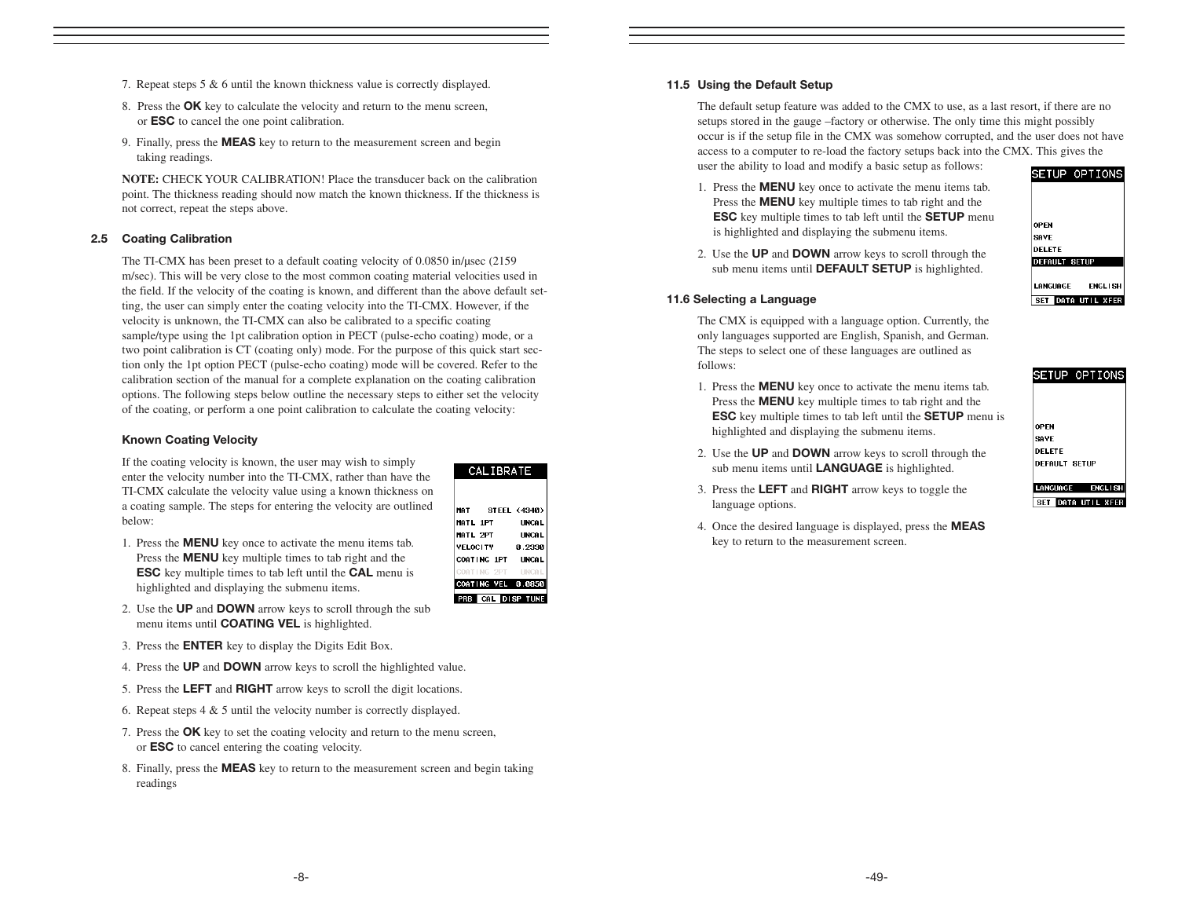7. Repeat steps 5 & 6 until the known thickness value is correctly displayed.

8. Press the **OK** key to calculate the velocity and return to the menu screen, or **ESC** to cancel the one point calibration.

9. Finally, press the **MEAS** key to return to the measurement screen and begin taking readings.

**NOTE:** CHECK YOUR CALIBRATION! Place the transducer back on the calibration point. The thickness reading should now match the known thickness. If the thickness is not correct, repeat the steps above.

## 2.5 Coating Calibration

The TI-CMX has been preset to a default coating velocity of 0.0850 in/μsec (2159 m/sec). This will be very close to the most common coating material velocities used in the field. If the velocity of the coating is known, and different than the above default setting, the user can simply enter the coating velocity into the TI-CMX. However, if the velocity is unknown, the TI-CMX can also be calibrated to a specific coating sample/type using the 1pt calibration option in PECT (pulse-echo coating) mode, or a two point calibration is CT (coating only) mode. For the purpose of this quick start section only the 1pt option PECT (pulse-echo coating) mode will be covered. Refer to the calibration section of the manual for a complete explanation on the coating calibration options. The following steps below outline the necessary steps to either set the velocity of the coating, or perform a one point calibration to calculate the coating velocity:

### Known Coating Velocity

If the coating velocity is known, the user may wish to simply enter the velocity number into the TI-CMX, rather than have the TI-CMX calculate the velocity value using a known thickness on a coating sample. The steps for entering the velocity are outlined below:

```
CALIBRATE

MAT        STEEL (4340)
MATL 1PT         UNCAL
MATL 2PT         UNCAL
VELOCITY        0.2330
COATING 1PT      UNCAL
COATING 2PT      UNCAL
COATING VEL     0.0850
PRB  CAL  DISP  TUNE
```

1. Press the **MENU** key once to activate the menu items tab. Press the **MENU** key multiple times to tab right and the **ESC** key multiple times to tab left until the **CAL** menu is highlighted and displaying the submenu items.

2. Use the **UP** and **DOWN** arrow keys to scroll through the sub menu items until **COATING VEL** is highlighted.

3. Press the **ENTER** key to display the Digits Edit Box.

4. Press the **UP** and **DOWN** arrow keys to scroll the highlighted value.

5. Press the **LEFT** and **RIGHT** arrow keys to scroll the digit locations.

6. Repeat steps 4 & 5 until the velocity number is correctly displayed.

7. Press the **OK** key to set the coating velocity and return to the menu screen, or **ESC** to cancel entering the coating velocity.

8. Finally, press the **MEAS** key to return to the measurement screen and begin taking readings

## 11.5 Using the Default Setup

The default setup feature was added to the CMX to use, as a last resort, if there are no setups stored in the gauge –factory or otherwise. The only time this might possibly occur is if the setup file in the CMX was somehow corrupted, and the user does not have access to a computer to re-load the factory setups back into the CMX. This gives the user the ability to load and modify a basic setup as follows:

```
SETUP OPTIONS

OPEN
SAVE
DELETE
DEFAULT SETUP

LANGUAGE     ENGLISH
SET  DATA  UTIL  XFER
```

1. Press the **MENU** key once to activate the menu items tab. Press the **MENU** key multiple times to tab right and the **ESC** key multiple times to tab left until the **SETUP** menu is highlighted and displaying the submenu items.

2. Use the **UP** and **DOWN** arrow keys to scroll through the sub menu items until **DEFAULT SETUP** is highlighted.

## 11.6 Selecting a Language

The CMX is equipped with a language option. Currently, the only languages supported are English, Spanish, and German. The steps to select one of these languages are outlined as follows:

```
SETUP OPTIONS

OPEN
SAVE
DELETE
DEFAULT SETUP

LANGUAGE     ENGLISH
SET  DATA  UTIL  XFER
```

1. Press the **MENU** key once to activate the menu items tab. Press the **MENU** key multiple times to tab right and the **ESC** key multiple times to tab left until the **SETUP** menu is highlighted and displaying the submenu items.

2. Use the **UP** and **DOWN** arrow keys to scroll through the sub menu items until **LANGUAGE** is highlighted.

3. Press the **LEFT** and **RIGHT** arrow keys to toggle the language options.

4. Once the desired language is displayed, press the **MEAS** key to return to the measurement screen.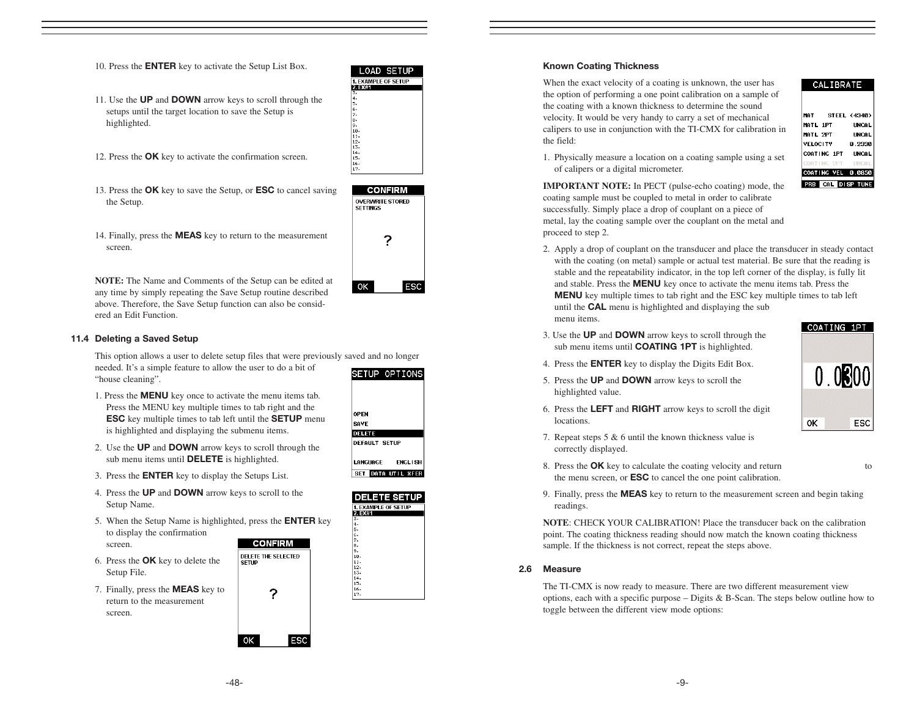10. Press the **ENTER** key to activate the Setup List Box.

11. Use the **UP** and **DOWN** arrow keys to scroll through the setups until the target location to save the Setup is highlighted.

12. Press the **OK** key to activate the confirmation screen.

13. Press the **OK** key to save the Setup, or **ESC** to cancel saving the Setup.

14. Finally, press the **MEAS** key to return to the measurement screen.

**NOTE:** The Name and Comments of the Setup can be edited at any time by simply repeating the Save Setup routine described above. Therefore, the Save Setup function can also be considered an Edit Function.

### 11.4 Deleting a Saved Setup

This option allows a user to delete setup files that were previously saved and no longer needed. It's a simple feature to allow the user to do a bit of "house cleaning".

1. Press the **MENU** key once to activate the menu items tab. Press the MENU key multiple times to tab right and the **ESC** key multiple times to tab left until the **SETUP** menu is highlighted and displaying the submenu items.
2. Use the **UP** and **DOWN** arrow keys to scroll through the sub menu items until **DELETE** is highlighted.
3. Press the **ENTER** key to display the Setups List.
4. Press the **UP** and **DOWN** arrow keys to scroll to the Setup Name.
5. When the Setup Name is highlighted, press the **ENTER** key to display the confirmation screen.
6. Press the **OK** key to delete the Setup File.
7. Finally, press the **MEAS** key to return to the measurement screen.

### Known Coating Thickness

When the exact velocity of a coating is unknown, the user has the option of performing a one point calibration on a sample of the coating with a known thickness to determine the sound velocity. It would be very handy to carry a set of mechanical calipers to use in conjunction with the TI-CMX for calibration in the field:

1. Physically measure a location on a coating sample using a set of calipers or a digital micrometer.

**IMPORTANT NOTE:** In PECT (pulse-echo coating) mode, the coating sample must be coupled to metal in order to calibrate successfully. Simply place a drop of couplant on a piece of metal, lay the coating sample over the couplant on the metal and proceed to step 2.

2. Apply a drop of couplant on the transducer and place the transducer in steady contact with the coating (on metal) sample or actual test material. Be sure that the reading is stable and the repeatability indicator, in the top left corner of the display, is fully lit and stable. Press the **MENU** key once to activate the menu items tab. Press the **MENU** key multiple times to tab right and the ESC key multiple times to tab left until the **CAL** menu is highlighted and displaying the sub menu items.
3. Use the **UP** and **DOWN** arrow keys to scroll through the sub menu items until **COATING 1PT** is highlighted.
4. Press the **ENTER** key to display the Digits Edit Box.
5. Press the **UP** and **DOWN** arrow keys to scroll the highlighted value.
6. Press the **LEFT** and **RIGHT** arrow keys to scroll the digit locations.
7. Repeat steps 5 & 6 until the known thickness value is correctly displayed.
8. Press the **OK** key to calculate the coating velocity and return to the menu screen, or **ESC** to cancel the one point calibration.
9. Finally, press the **MEAS** key to return to the measurement screen and begin taking readings.

**NOTE**: CHECK YOUR CALIBRATION! Place the transducer back on the calibration point. The coating thickness reading should now match the known coating thickness sample. If the thickness is not correct, repeat the steps above.

### 2.6 Measure

The TI-CMX is now ready to measure. There are two different measurement view options, each with a specific purpose – Digits & B-Scan. The steps below outline how to toggle between the different view mode options: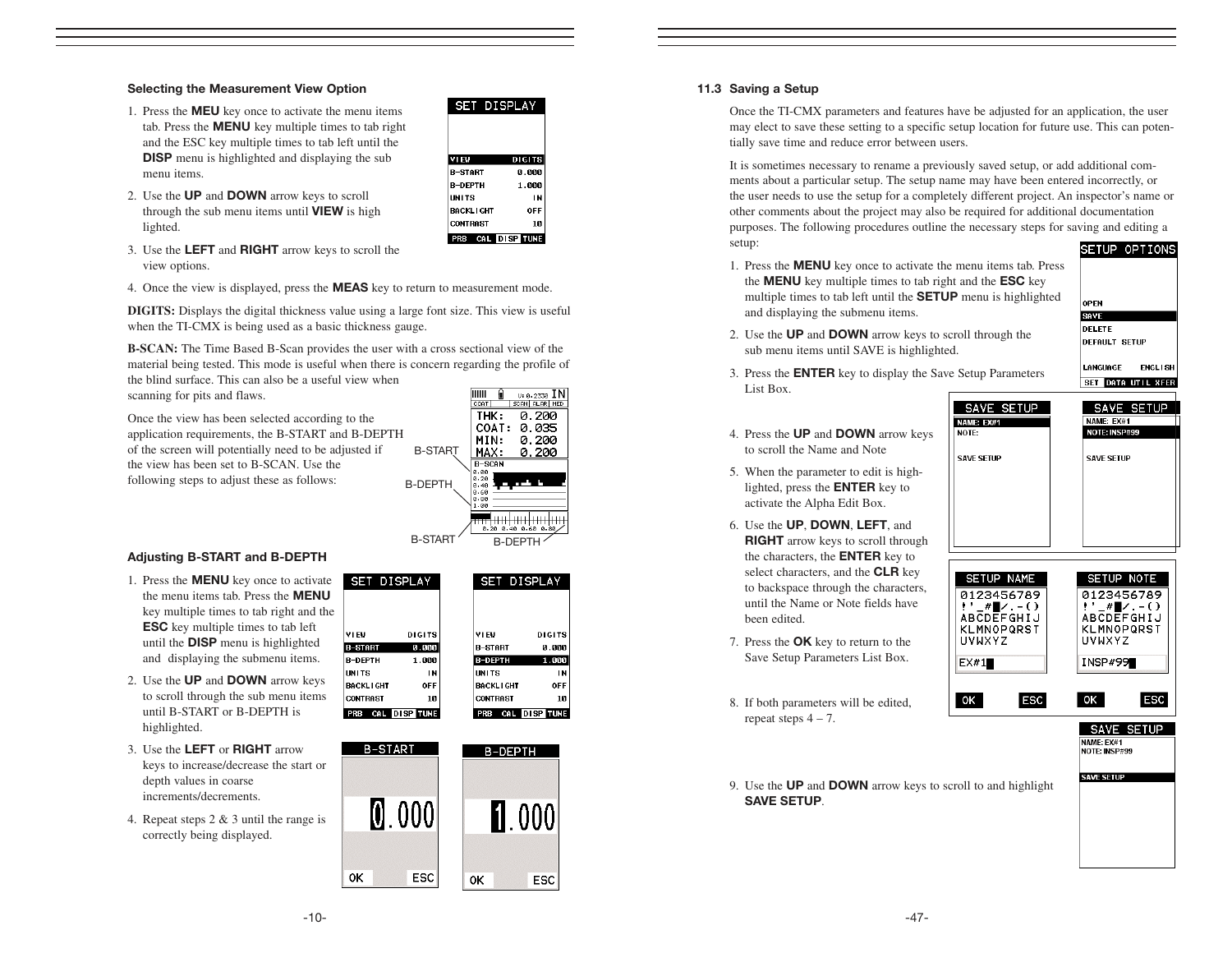### Selecting the Measurement View Option

1. Press the **MEU** key once to activate the menu items tab. Press the **MENU** key multiple times to tab right and the ESC key multiple times to tab left until the **DISP** menu is highlighted and displaying the sub menu items.
2. Use the **UP** and **DOWN** arrow keys to scroll through the sub menu items until **VIEW** is high lighted.
3. Use the **LEFT** and **RIGHT** arrow keys to scroll the view options.
4. Once the view is displayed, press the **MEAS** key to return to measurement mode.

**DIGITS:** Displays the digital thickness value using a large font size. This view is useful when the TI-CMX is being used as a basic thickness gauge.

**B-SCAN:** The Time Based B-Scan provides the user with a cross sectional view of the material being tested. This mode is useful when there is concern regarding the profile of the blind surface. This can also be a useful view when scanning for pits and flaws.

Once the view has been selected according to the application requirements, the B-START and B-DEPTH of the screen will potentially need to be adjusted if the view has been set to B-SCAN. Use the following steps to adjust these as follows:

### Adjusting B-START and B-DEPTH

1. Press the **MENU** key once to activate the menu items tab. Press the **MENU** key multiple times to tab right and the **ESC** key multiple times to tab left until the **DISP** menu is highlighted and displaying the submenu items.
2. Use the **UP** and **DOWN** arrow keys to scroll through the sub menu items until B-START or B-DEPTH is highlighted.
3. Use the **LEFT** or **RIGHT** arrow keys to increase/decrease the start or depth values in coarse increments/decrements.
4. Repeat steps 2 & 3 until the range is correctly being displayed.

### 11.3 Saving a Setup

Once the TI-CMX parameters and features have be adjusted for an application, the user may elect to save these setting to a specific setup location for future use. This can potentially save time and reduce error between users.

It is sometimes necessary to rename a previously saved setup, or add additional comments about a particular setup. The setup name may have been entered incorrectly, or the user needs to use the setup for a completely different project. An inspector's name or other comments about the project may also be required for additional documentation purposes. The following procedures outline the necessary steps for saving and editing a setup:

1. Press the **MENU** key once to activate the menu items tab. Press the **MENU** key multiple times to tab right and the **ESC** key multiple times to tab left until the **SETUP** menu is highlighted and displaying the submenu items.
2. Use the **UP** and **DOWN** arrow keys to scroll through the sub menu items until SAVE is highlighted.
3. Press the **ENTER** key to display the Save Setup Parameters List Box.
4. Press the **UP** and **DOWN** arrow keys to scroll the Name and Note
5. When the parameter to edit is highlighted, press the **ENTER** key to activate the Alpha Edit Box.
6. Use the **UP**, **DOWN**, **LEFT**, and **RIGHT** arrow keys to scroll through the characters, the **ENTER** key to select characters, and the **CLR** key to backspace through the characters, until the Name or Note fields have been edited.
7. Press the **OK** key to return to the Save Setup Parameters List Box.
8. If both parameters will be edited, repeat steps 4 – 7.
9. Use the **UP** and **DOWN** arrow keys to scroll to and highlight **SAVE SETUP**.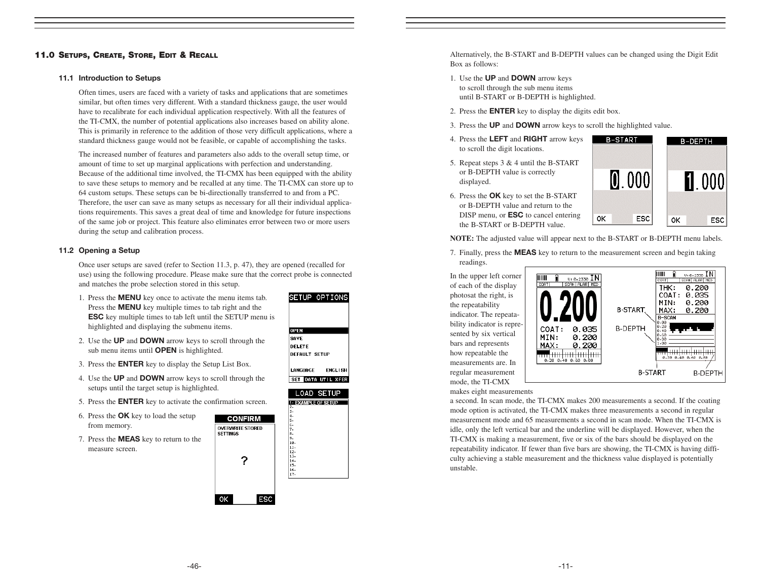## 11.0 Setups, Create, Store, Edit & Recall

### 11.1 Introduction to Setups

Often times, users are faced with a variety of tasks and applications that are sometimes similar, but often times very different. With a standard thickness gauge, the user would have to recalibrate for each individual application respectively. With all the features of the TI-CMX, the number of potential applications also increases based on ability alone. This is primarily in reference to the addition of those very difficult applications, where a standard thickness gauge would not be feasible, or capable of accomplishing the tasks.

The increased number of features and parameters also adds to the overall setup time, or amount of time to set up marginal applications with perfection and understanding. Because of the additional time involved, the TI-CMX has been equipped with the ability to save these setups to memory and be recalled at any time. The TI-CMX can store up to 64 custom setups. These setups can be bi-directionally transferred to and from a PC. Therefore, the user can save as many setups as necessary for all their individual applications requirements. This saves a great deal of time and knowledge for future inspections of the same job or project. This feature also eliminates error between two or more users during the setup and calibration process.

### 11.2 Opening a Setup

Once user setups are saved (refer to Section 11.3, p. 47), they are opened (recalled for use) using the following procedure. Please make sure that the correct probe is connected and matches the probe selection stored in this setup.

1. Press the **MENU** key once to activate the menu items tab. Press the **MENU** key multiple times to tab right and the **ESC** key multiple times to tab left until the SETUP menu is highlighted and displaying the submenu items.
2. Use the **UP** and **DOWN** arrow keys to scroll through the sub menu items until **OPEN** is highlighted.
3. Press the **ENTER** key to display the Setup List Box.
4. Use the **UP** and **DOWN** arrow keys to scroll through the setups until the target setup is highlighted.
5. Press the **ENTER** key to activate the confirmation screen.
6. Press the **OK** key to load the setup from memory.
7. Press the **MEAS** key to return to the measure screen.

Alternatively, the B-START and B-DEPTH values can be changed using the Digit Edit Box as follows:

1. Use the **UP** and **DOWN** arrow keys to scroll through the sub menu items until B-START or B-DEPTH is highlighted.
2. Press the **ENTER** key to display the digits edit box.
3. Press the **UP** and **DOWN** arrow keys to scroll the highlighted value.
4. Press the **LEFT** and **RIGHT** arrow keys to scroll the digit locations.
5. Repeat steps 3 & 4 until the B-START or B-DEPTH value is correctly displayed.
6. Press the **OK** key to set the B-START or B-DEPTH value and return to the DISP menu, or **ESC** to cancel entering the B-START or B-DEPTH value.

**NOTE:** The adjusted value will appear next to the B-START or B-DEPTH menu labels.

7. Finally, press the **MEAS** key to return to the measurement screen and begin taking readings.

In the upper left corner of each of the display photosat the right, is the repeatability indicator. The repeatability indicator is represented by six vertical bars and represents how repeatable the measurements are. In regular measurement mode, the TI-CMX makes eight measurements a second. In scan mode, the TI-CMX makes 200 measurements a second. If the coating mode option is activated, the TI-CMX makes three measurements a second in regular measurement mode and 65 measurements a second in scan mode. When the TI-CMX is idle, only the left vertical bar and the underline will be displayed. However, when the TI-CMX is making a measurement, five or six of the bars should be displayed on the repeatability indicator. If fewer than five bars are showing, the TI-CMX is having difficulty achieving a stable measurement and the thickness value displayed is potentially unstable.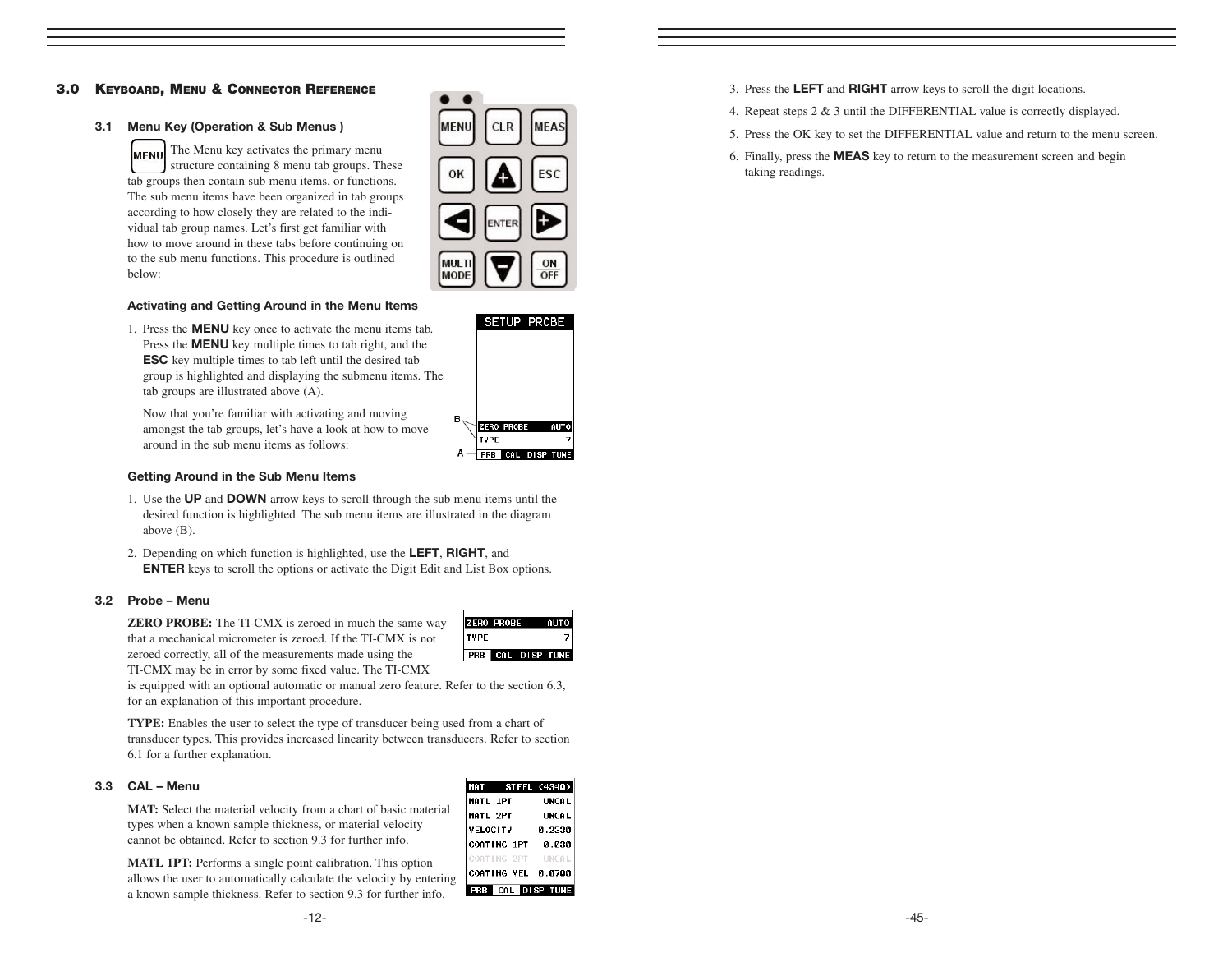## 3.0 Keyboard, Menu & Connector Reference

### 3.1 Menu Key (Operation & Sub Menus )

The Menu key activates the primary menu structure containing 8 menu tab groups. These tab groups then contain sub menu items, or functions. The sub menu items have been organized in tab groups according to how closely they are related to the individual tab group names. Let's first get familiar with how to move around in these tabs before continuing on to the sub menu functions. This procedure is outlined below:

#### Activating and Getting Around in the Menu Items

1. Press the **MENU** key once to activate the menu items tab. Press the **MENU** key multiple times to tab right, and the **ESC** key multiple times to tab left until the desired tab group is highlighted and displaying the submenu items. The tab groups are illustrated above (A).

   Now that you're familiar with activating and moving amongst the tab groups, let's have a look at how to move around in the sub menu items as follows:

#### Getting Around in the Sub Menu Items

1. Use the **UP** and **DOWN** arrow keys to scroll through the sub menu items until the desired function is highlighted. The sub menu items are illustrated in the diagram above (B).
2. Depending on which function is highlighted, use the **LEFT**, **RIGHT**, and **ENTER** keys to scroll the options or activate the Digit Edit and List Box options.

### 3.2 Probe – Menu

**ZERO PROBE:** The TI-CMX is zeroed in much the same way that a mechanical micrometer is zeroed. If the TI-CMX is not zeroed correctly, all of the measurements made using the TI-CMX may be in error by some fixed value. The TI-CMX is equipped with an optional automatic or manual zero feature. Refer to the section 6.3, for an explanation of this important procedure.

**TYPE:** Enables the user to select the type of transducer being used from a chart of transducer types. This provides increased linearity between transducers. Refer to section 6.1 for a further explanation.

### 3.3 CAL – Menu

**MAT:** Select the material velocity from a chart of basic material types when a known sample thickness, or material velocity cannot be obtained. Refer to section 9.3 for further info.

**MATL 1PT:** Performs a single point calibration. This option allows the user to automatically calculate the velocity by entering a known sample thickness. Refer to section 9.3 for further info.

3. Press the **LEFT** and **RIGHT** arrow keys to scroll the digit locations.
4. Repeat steps 2 & 3 until the DIFFERENTIAL value is correctly displayed.
5. Press the OK key to set the DIFFERENTIAL value and return to the menu screen.
6. Finally, press the **MEAS** key to return to the measurement screen and begin taking readings.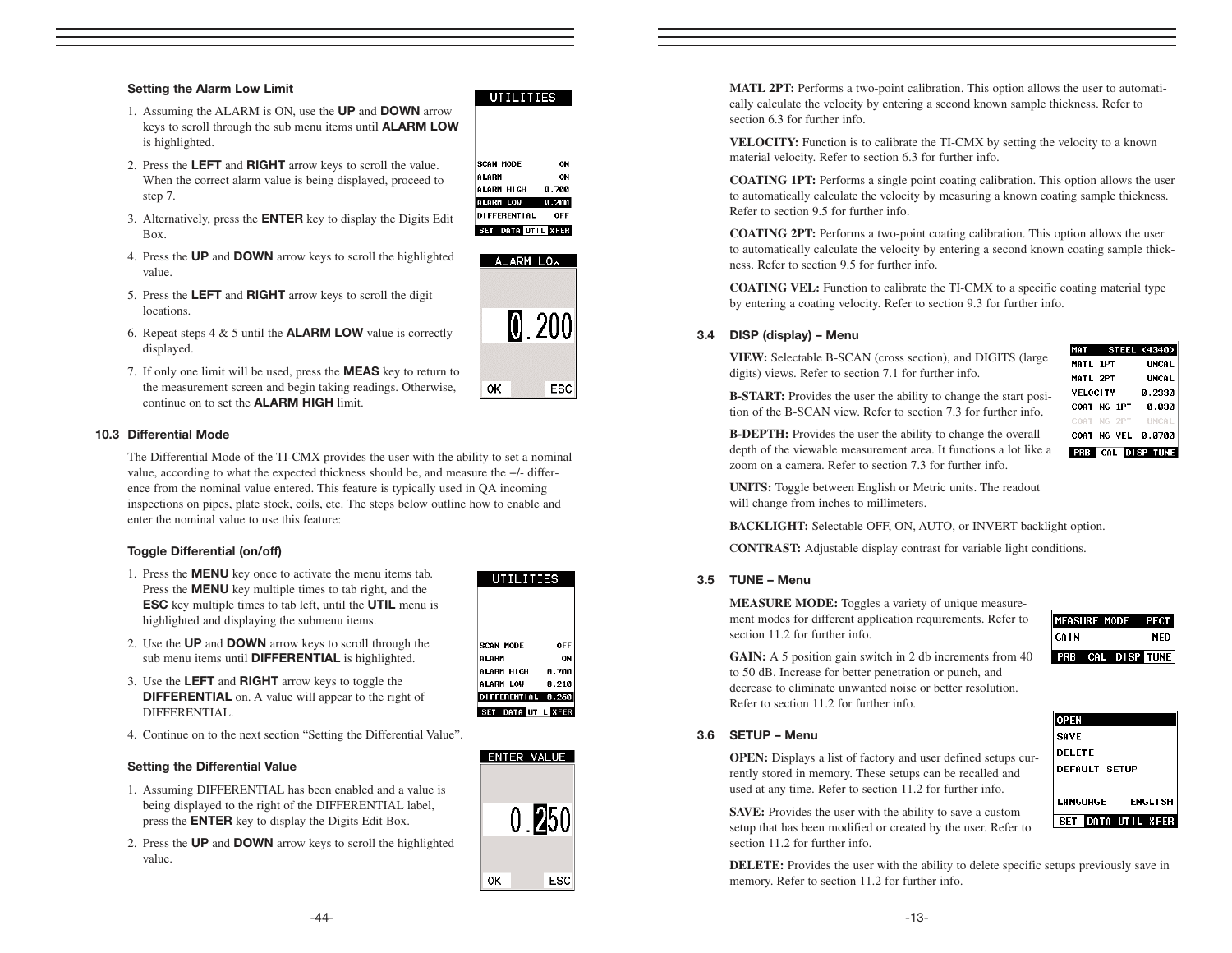### Setting the Alarm Low Limit

1. Assuming the ALARM is ON, use the **UP** and **DOWN** arrow keys to scroll through the sub menu items until **ALARM LOW** is highlighted.
2. Press the **LEFT** and **RIGHT** arrow keys to scroll the value. When the correct alarm value is being displayed, proceed to step 7.
3. Alternatively, press the **ENTER** key to display the Digits Edit Box.
4. Press the **UP** and **DOWN** arrow keys to scroll the highlighted value.
5. Press the **LEFT** and **RIGHT** arrow keys to scroll the digit locations.
6. Repeat steps 4 & 5 until the **ALARM LOW** value is correctly displayed.
7. If only one limit will be used, press the **MEAS** key to return to the measurement screen and begin taking readings. Otherwise, continue on to set the **ALARM HIGH** limit.

## 10.3 Differential Mode

The Differential Mode of the TI-CMX provides the user with the ability to set a nominal value, according to what the expected thickness should be, and measure the +/- difference from the nominal value entered. This feature is typically used in QA incoming inspections on pipes, plate stock, coils, etc. The steps below outline how to enable and enter the nominal value to use this feature:

### Toggle Differential (on/off)

1. Press the **MENU** key once to activate the menu items tab. Press the **MENU** key multiple times to tab right, and the **ESC** key multiple times to tab left, until the **UTIL** menu is highlighted and displaying the submenu items.
2. Use the **UP** and **DOWN** arrow keys to scroll through the sub menu items until **DIFFERENTIAL** is highlighted.
3. Use the **LEFT** and **RIGHT** arrow keys to toggle the **DIFFERENTIAL** on. A value will appear to the right of DIFFERENTIAL.
4. Continue on to the next section "Setting the Differential Value".

### Setting the Differential Value

1. Assuming DIFFERENTIAL has been enabled and a value is being displayed to the right of the DIFFERENTIAL label, press the **ENTER** key to display the Digits Edit Box.
2. Press the **UP** and **DOWN** arrow keys to scroll the highlighted value.

**MATL 2PT:** Performs a two-point calibration. This option allows the user to automatically calculate the velocity by entering a second known sample thickness. Refer to section 6.3 for further info.

**VELOCITY:** Function is to calibrate the TI-CMX by setting the velocity to a known material velocity. Refer to section 6.3 for further info.

**COATING 1PT:** Performs a single point coating calibration. This option allows the user to automatically calculate the velocity by measuring a known coating sample thickness. Refer to section 9.5 for further info.

**COATING 2PT:** Performs a two-point coating calibration. This option allows the user to automatically calculate the velocity by entering a second known coating sample thickness. Refer to section 9.5 for further info.

**COATING VEL:** Function to calibrate the TI-CMX to a specific coating material type by entering a coating velocity. Refer to section 9.3 for further info.

## 3.4 DISP (display) – Menu

**VIEW:** Selectable B-SCAN (cross section), and DIGITS (large digits) views. Refer to section 7.1 for further info.

**B-START:** Provides the user the ability to change the start position of the B-SCAN view. Refer to section 7.3 for further info.

**B-DEPTH:** Provides the user the ability to change the overall depth of the viewable measurement area. It functions a lot like a zoom on a camera. Refer to section 7.3 for further info.

**UNITS:** Toggle between English or Metric units. The readout will change from inches to millimeters.

**BACKLIGHT:** Selectable OFF, ON, AUTO, or INVERT backlight option.

**CONTRAST:** Adjustable display contrast for variable light conditions.

## 3.5 TUNE – Menu

**MEASURE MODE:** Toggles a variety of unique measurement modes for different application requirements. Refer to section 11.2 for further info.

**GAIN:** A 5 position gain switch in 2 db increments from 40 to 50 dB. Increase for better penetration or punch, and decrease to eliminate unwanted noise or better resolution. Refer to section 11.2 for further info.

## 3.6 SETUP – Menu

**OPEN:** Displays a list of factory and user defined setups currently stored in memory. These setups can be recalled and used at any time. Refer to section 11.2 for further info.

**SAVE:** Provides the user with the ability to save a custom setup that has been modified or created by the user. Refer to section 11.2 for further info.

**DELETE:** Provides the user with the ability to delete specific setups previously save in memory. Refer to section 11.2 for further info.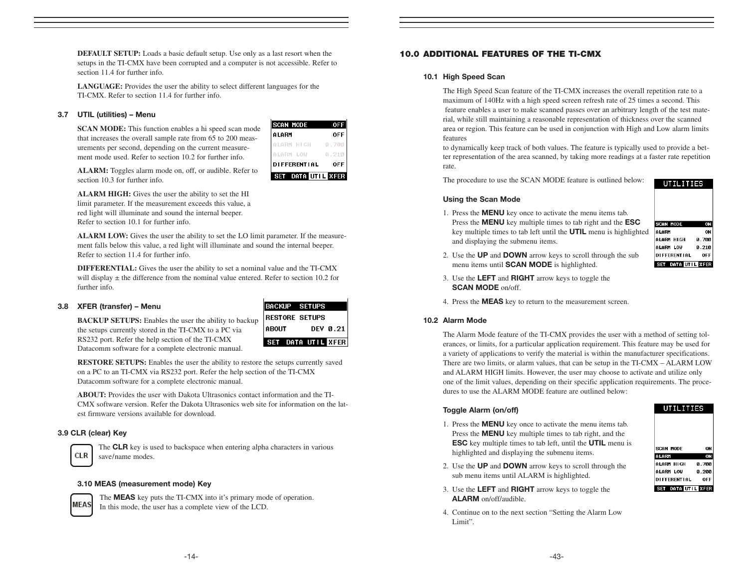**DEFAULT SETUP:** Loads a basic default setup. Use only as a last resort when the setups in the TI-CMX have been corrupted and a computer is not accessible. Refer to section 11.4 for further info.

**LANGUAGE:** Provides the user the ability to select different languages for the TI-CMX. Refer to section 11.4 for further info.

### 3.7 UTIL (utilities) – Menu

| SCAN MODE | OFF |
|---|---|
| ALARM | OFF |
| ALARM HIGH | 0.700 |
| ALARM LOW | 0.210 |
| DIFFERENTIAL | OFF |
| SET DATA UTIL XFER | |

**SCAN MODE:** This function enables a hi speed scan mode that increases the overall sample rate from 65 to 200 measurements per second, depending on the current measurement mode used. Refer to section 10.2 for further info.

**ALARM:** Toggles alarm mode on, off, or audible. Refer to section 10.3 for further info.

**ALARM HIGH:** Gives the user the ability to set the HI limit parameter. If the measurement exceeds this value, a red light will illuminate and sound the internal beeper. Refer to section 10.1 for further info.

**ALARM LOW:** Gives the user the ability to set the LO limit parameter. If the measurement falls below this value, a red light will illuminate and sound the internal beeper. Refer to section 11.4 for further info.

**DIFFERENTIAL:** Gives the user the ability to set a nominal value and the TI-CMX will display ± the difference from the nominal value entered. Refer to section 10.2 for further info.

### 3.8 XFER (transfer) – Menu

| BACKUP SETUPS | |
|---|---|
| RESTORE SETUPS | |
| ABOUT | DEV 0.21 |
| SET DATA UTIL XFER | |

**BACKUP SETUPS:** Enables the user the ability to backup the setups currently stored in the TI-CMX to a PC via RS232 port. Refer the help section of the TI-CMX Datacomm software for a complete electronic manual.

**RESTORE SETUPS:** Enables the user the ability to restore the setups currently saved on a PC to an TI-CMX via RS232 port. Refer the help section of the TI-CMX Datacomm software for a complete electronic manual.

**ABOUT:** Provides the user with Dakota Ultrasonics contact information and the TI-CMX software version. Refer the Dakota Ultrasonics web site for information on the latest firmware versions available for download.

### 3.9 CLR (clear) Key

CLR

The **CLR** key is used to backspace when entering alpha characters in various save/name modes.

### 3.10 MEAS (measurement mode) Key

MEAS

The **MEAS** key puts the TI-CMX into it's primary mode of operation. In this mode, the user has a complete view of the LCD.

## 10.0 ADDITIONAL FEATURES OF THE TI-CMX

### 10.1 High Speed Scan

The High Speed Scan feature of the TI-CMX increases the overall repetition rate to a maximum of 140Hz with a high speed screen refresh rate of 25 times a second. This feature enables a user to make scanned passes over an arbitrary length of the test material, while still maintaining a reasonable representation of thickness over the scanned area or region. This feature can be used in conjunction with High and Low alarm limits features
to dynamically keep track of both values. The feature is typically used to provide a better representation of the area scanned, by taking more readings at a faster rate repetition rate.

The procedure to use the SCAN MODE feature is outlined below:

| UTILITIES | |
|---|---|
| SCAN MODE | ON |
| ALARM | ON |
| ALARM HIGH | 0.700 |
| ALARM LOW | 0.210 |
| DIFFERENTIAL | OFF |
| SET DATA UTIL XFER | |

#### Using the Scan Mode

1. Press the **MENU** key once to activate the menu items tab. Press the **MENU** key multiple times to tab right and the **ESC** key multiple times to tab left until the **UTIL** menu is highlighted and displaying the submenu items.
2. Use the **UP** and **DOWN** arrow keys to scroll through the sub menu items until **SCAN MODE** is highlighted.
3. Use the **LEFT** and **RIGHT** arrow keys to toggle the **SCAN MODE** on/off.
4. Press the **MEAS** key to return to the measurement screen.

### 10.2 Alarm Mode

The Alarm Mode feature of the TI-CMX provides the user with a method of setting tolerances, or limits, for a particular application requirement. This feature may be used for a variety of applications to verify the material is within the manufacturer specifications. There are two limits, or alarm values, that can be setup in the TI-CMX – ALARM LOW and ALARM HIGH limits. However, the user may choose to activate and utilize only one of the limit values, depending on their specific application requirements. The procedures to use the ALARM MODE feature are outlined below:

| UTILITIES | |
|---|---|
| SCAN MODE | ON |
| ALARM | ON |
| ALARM HIGH | 0.700 |
| ALARM LOW | 0.200 |
| DIFFERENTIAL | OFF |
| SET DATA UTIL XFER | |

#### Toggle Alarm (on/off)

1. Press the **MENU** key once to activate the menu items tab. Press the **MENU** key multiple times to tab right, and the **ESC** key multiple times to tab left, until the **UTIL** menu is highlighted and displaying the submenu items.
2. Use the **UP** and **DOWN** arrow keys to scroll through the sub menu items until ALARM is highlighted.
3. Use the **LEFT** and **RIGHT** arrow keys to toggle the **ALARM** on/off/audible.
4. Continue on to the next section "Setting the Alarm Low Limit".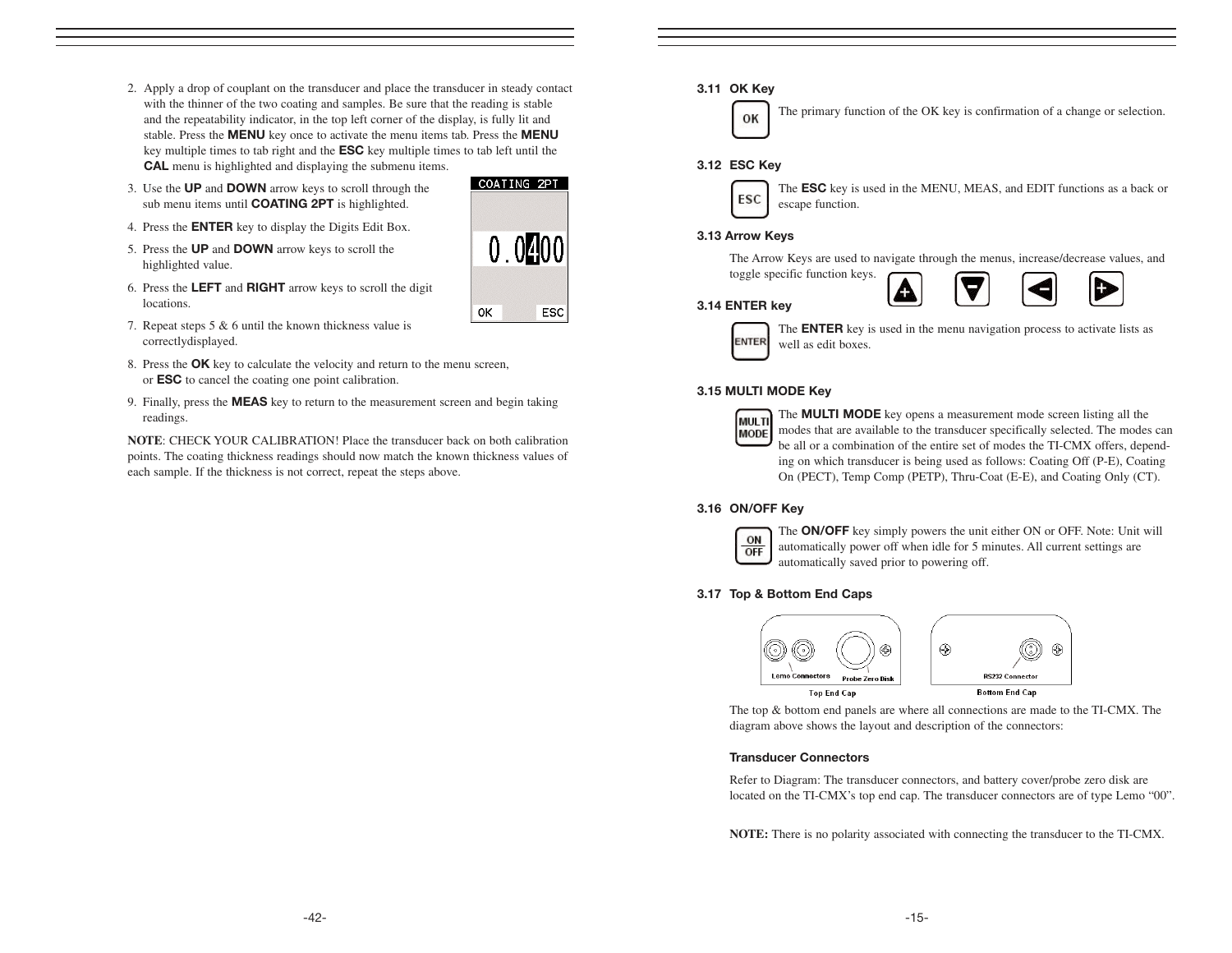2. Apply a drop of couplant on the transducer and place the transducer in steady contact with the thinner of the two coating and samples. Be sure that the reading is stable and the repeatability indicator, in the top left corner of the display, is fully lit and stable. Press the **MENU** key once to activate the menu items tab. Press the **MENU** key multiple times to tab right and the **ESC** key multiple times to tab left until the **CAL** menu is highlighted and displaying the submenu items.
3. Use the **UP** and **DOWN** arrow keys to scroll through the sub menu items until **COATING 2PT** is highlighted.
4. Press the **ENTER** key to display the Digits Edit Box.
5. Press the **UP** and **DOWN** arrow keys to scroll the highlighted value.
6. Press the **LEFT** and **RIGHT** arrow keys to scroll the digit locations.
7. Repeat steps 5 & 6 until the known thickness value is correctlydisplayed.
8. Press the **OK** key to calculate the velocity and return to the menu screen, or **ESC** to cancel the coating one point calibration.
9. Finally, press the **MEAS** key to return to the measurement screen and begin taking readings.

**NOTE**: CHECK YOUR CALIBRATION! Place the transducer back on both calibration points. The coating thickness readings should now match the known thickness values of each sample. If the thickness is not correct, repeat the steps above.

### 3.11 OK Key

The primary function of the OK key is confirmation of a change or selection.

### 3.12 ESC Key

The **ESC** key is used in the MENU, MEAS, and EDIT functions as a back or escape function.

### 3.13 Arrow Keys

The Arrow Keys are used to navigate through the menus, increase/decrease values, and toggle specific function keys.

### 3.14 ENTER key

The **ENTER** key is used in the menu navigation process to activate lists as well as edit boxes.

### 3.15 MULTI MODE Key

The **MULTI MODE** key opens a measurement mode screen listing all the modes that are available to the transducer specifically selected. The modes can be all or a combination of the entire set of modes the TI-CMX offers, depending on which transducer is being used as follows: Coating Off (P-E), Coating On (PECT), Temp Comp (PETP), Thru-Coat (E-E), and Coating Only (CT).

### 3.16 ON/OFF Key

The **ON/OFF** key simply powers the unit either ON or OFF. Note: Unit will automatically power off when idle for 5 minutes. All current settings are automatically saved prior to powering off.

### 3.17 Top & Bottom End Caps

Lemo Connectors Probe Zero Disk

Top End Cap

RS232 Connector

Bottom End Cap

The top & bottom end panels are where all connections are made to the TI-CMX. The diagram above shows the layout and description of the connectors:

#### Transducer Connectors

Refer to Diagram: The transducer connectors, and battery cover/probe zero disk are located on the TI-CMX's top end cap. The transducer connectors are of type Lemo "00".

**NOTE:** There is no polarity associated with connecting the transducer to the TI-CMX.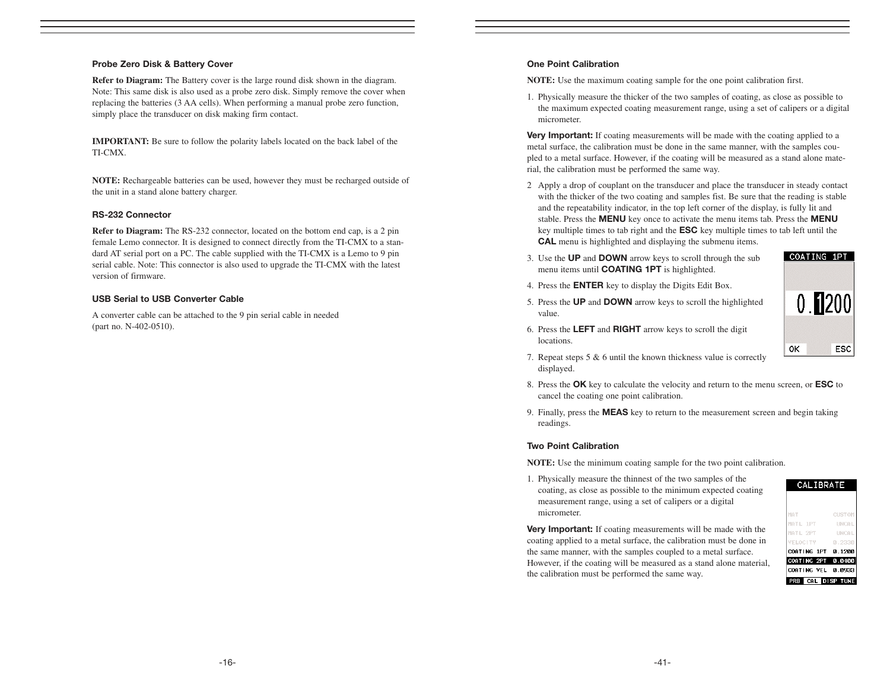### Probe Zero Disk & Battery Cover

**Refer to Diagram:** The Battery cover is the large round disk shown in the diagram. Note: This same disk is also used as a probe zero disk. Simply remove the cover when replacing the batteries (3 AA cells). When performing a manual probe zero function, simply place the transducer on disk making firm contact.

**IMPORTANT:** Be sure to follow the polarity labels located on the back label of the TI-CMX.

**NOTE:** Rechargeable batteries can be used, however they must be recharged outside of the unit in a stand alone battery charger.

### RS-232 Connector

**Refer to Diagram:** The RS-232 connector, located on the bottom end cap, is a 2 pin female Lemo connector. It is designed to connect directly from the TI-CMX to a standard AT serial port on a PC. The cable supplied with the TI-CMX is a Lemo to 9 pin serial cable. Note: This connector is also used to upgrade the TI-CMX with the latest version of firmware.

### USB Serial to USB Converter Cable

A converter cable can be attached to the 9 pin serial cable in needed (part no. N-402-0510).

### One Point Calibration

**NOTE:** Use the maximum coating sample for the one point calibration first.

1. Physically measure the thicker of the two samples of coating, as close as possible to the maximum expected coating measurement range, using a set of calipers or a digital micrometer.

**Very Important:** If coating measurements will be made with the coating applied to a metal surface, the calibration must be done in the same manner, with the samples coupled to a metal surface. However, if the coating will be measured as a stand alone material, the calibration must be performed the same way.

2. Apply a drop of couplant on the transducer and place the transducer in steady contact with the thicker of the two coating and samples fist. Be sure that the reading is stable and the repeatability indicator, in the top left corner of the display, is fully lit and stable. Press the **MENU** key once to activate the menu items tab. Press the **MENU** key multiple times to tab right and the **ESC** key multiple times to tab left until the **CAL** menu is highlighted and displaying the submenu items.
3. Use the **UP** and **DOWN** arrow keys to scroll through the sub menu items until **COATING 1PT** is highlighted.
4. Press the **ENTER** key to display the Digits Edit Box.
5. Press the **UP** and **DOWN** arrow keys to scroll the highlighted value.
6. Press the **LEFT** and **RIGHT** arrow keys to scroll the digit locations.
7. Repeat steps 5 & 6 until the known thickness value is correctly displayed.
8. Press the **OK** key to calculate the velocity and return to the menu screen, or **ESC** to cancel the coating one point calibration.
9. Finally, press the **MEAS** key to return to the measurement screen and begin taking readings.

COATING 1PT

0.1200

OK ESC

### Two Point Calibration

**NOTE:** Use the minimum coating sample for the two point calibration.

1. Physically measure the thinnest of the two samples of the coating, as close as possible to the minimum expected coating measurement range, using a set of calipers or a digital micrometer.

**Very Important:** If coating measurements will be made with the coating applied to a metal surface, the calibration must be done in the same manner, with the samples coupled to a metal surface. However, if the coating will be measured as a stand alone material, the calibration must be performed the same way.

CALIBRATE

| | |
|---|---|
| MAT | CUSTOM |
| MATL 1PT | UNCAL |
| MATL 2PT | UNCAL |
| VELOCITY | 0.2330 |
| COATING 1PT | 0.1200 |
| COATING 2PT | 0.0400 |
| COATING VEL | 0.0933 |

PRB CAL DISP TUNE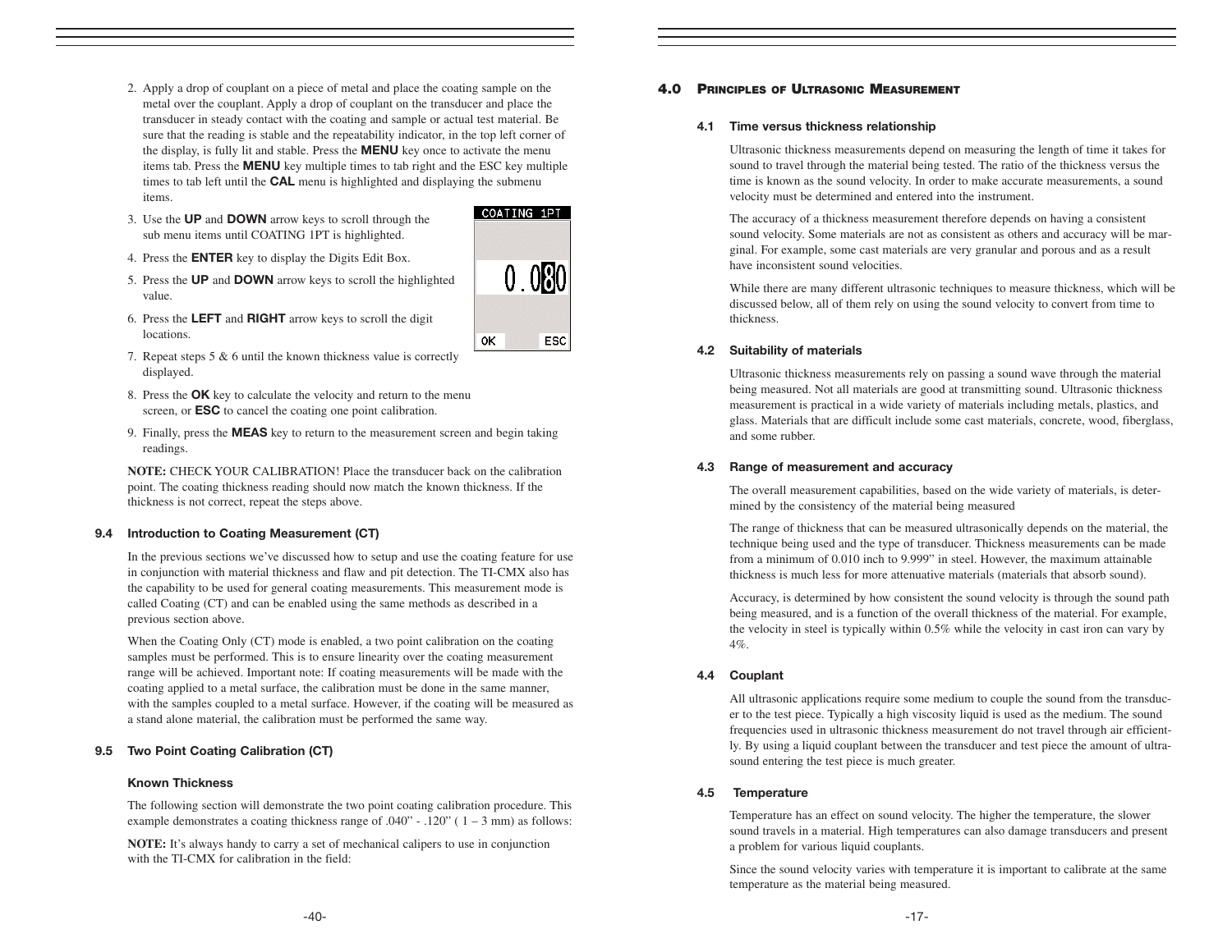2. Apply a drop of couplant on a piece of metal and place the coating sample on the metal over the couplant. Apply a drop of couplant on the transducer and place the transducer in steady contact with the coating and sample or actual test material. Be sure that the reading is stable and the repeatability indicator, in the top left corner of the display, is fully lit and stable. Press the **MENU** key once to activate the menu items tab. Press the **MENU** key multiple times to tab right and the ESC key multiple times to tab left until the **CAL** menu is highlighted and displaying the submenu items.
3. Use the **UP** and **DOWN** arrow keys to scroll through the sub menu items until COATING 1PT is highlighted.
4. Press the **ENTER** key to display the Digits Edit Box.
5. Press the **UP** and **DOWN** arrow keys to scroll the highlighted value.
6. Press the **LEFT** and **RIGHT** arrow keys to scroll the digit locations.
7. Repeat steps 5 & 6 until the known thickness value is correctly displayed.
8. Press the **OK** key to calculate the velocity and return to the menu screen, or **ESC** to cancel the coating one point calibration.
9. Finally, press the **MEAS** key to return to the measurement screen and begin taking readings.

COATING 1PT

0.080

OK ESC

**NOTE:** CHECK YOUR CALIBRATION! Place the transducer back on the calibration point. The coating thickness reading should now match the known thickness. If the thickness is not correct, repeat the steps above.

### 9.4 Introduction to Coating Measurement (CT)

In the previous sections we've discussed how to setup and use the coating feature for use in conjunction with material thickness and flaw and pit detection. The TI-CMX also has the capability to be used for general coating measurements. This measurement mode is called Coating (CT) and can be enabled using the same methods as described in a previous section above.

When the Coating Only (CT) mode is enabled, a two point calibration on the coating samples must be performed. This is to ensure linearity over the coating measurement range will be achieved. Important note: If coating measurements will be made with the coating applied to a metal surface, the calibration must be done in the same manner, with the samples coupled to a metal surface. However, if the coating will be measured as a stand alone material, the calibration must be performed the same way.

### 9.5 Two Point Coating Calibration (CT)

#### Known Thickness

The following section will demonstrate the two point coating calibration procedure. This example demonstrates a coating thickness range of .040" - .120" ( 1 – 3 mm) as follows:

**NOTE:** It's always handy to carry a set of mechanical calipers to use in conjunction with the TI-CMX for calibration in the field:

## 4.0 Principles of Ultrasonic Measurement

### 4.1 Time versus thickness relationship

Ultrasonic thickness measurements depend on measuring the length of time it takes for sound to travel through the material being tested. The ratio of the thickness versus the time is known as the sound velocity. In order to make accurate measurements, a sound velocity must be determined and entered into the instrument.

The accuracy of a thickness measurement therefore depends on having a consistent sound velocity. Some materials are not as consistent as others and accuracy will be marginal. For example, some cast materials are very granular and porous and as a result have inconsistent sound velocities.

While there are many different ultrasonic techniques to measure thickness, which will be discussed below, all of them rely on using the sound velocity to convert from time to thickness.

### 4.2 Suitability of materials

Ultrasonic thickness measurements rely on passing a sound wave through the material being measured. Not all materials are good at transmitting sound. Ultrasonic thickness measurement is practical in a wide variety of materials including metals, plastics, and glass. Materials that are difficult include some cast materials, concrete, wood, fiberglass, and some rubber.

### 4.3 Range of measurement and accuracy

The overall measurement capabilities, based on the wide variety of materials, is determined by the consistency of the material being measured

The range of thickness that can be measured ultrasonically depends on the material, the technique being used and the type of transducer. Thickness measurements can be made from a minimum of 0.010 inch to 9.999" in steel. However, the maximum attainable thickness is much less for more attenuative materials (materials that absorb sound).

Accuracy, is determined by how consistent the sound velocity is through the sound path being measured, and is a function of the overall thickness of the material. For example, the velocity in steel is typically within 0.5% while the velocity in cast iron can vary by 4%.

### 4.4 Couplant

All ultrasonic applications require some medium to couple the sound from the transducer to the test piece. Typically a high viscosity liquid is used as the medium. The sound frequencies used in ultrasonic thickness measurement do not travel through air efficiently. By using a liquid couplant between the transducer and test piece the amount of ultrasound entering the test piece is much greater.

### 4.5 Temperature

Temperature has an effect on sound velocity. The higher the temperature, the slower sound travels in a material. High temperatures can also damage transducers and present a problem for various liquid couplants.

Since the sound velocity varies with temperature it is important to calibrate at the same temperature as the material being measured.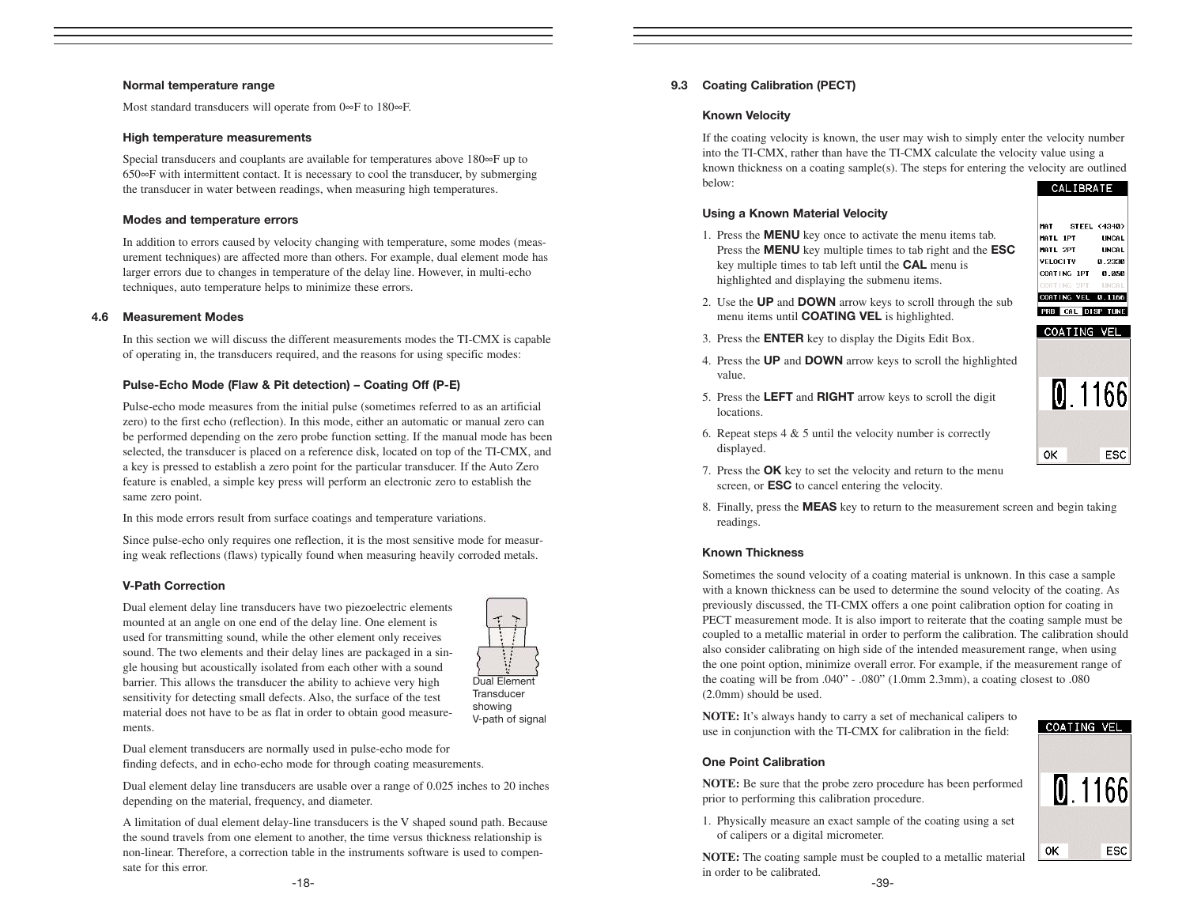**Normal temperature range**

Most standard transducers will operate from 0∞F to 180∞F.

**High temperature measurements**

Special transducers and couplants are available for temperatures above 180∞F up to 650∞F with intermittent contact. It is necessary to cool the transducer, by submerging the transducer in water between readings, when measuring high temperatures.

**Modes and temperature errors**

In addition to errors caused by velocity changing with temperature, some modes (measurement techniques) are affected more than others. For example, dual element mode has larger errors due to changes in temperature of the delay line. However, in multi-echo techniques, auto temperature helps to minimize these errors.

## 4.6 Measurement Modes

In this section we will discuss the different measurements modes the TI-CMX is capable of operating in, the transducers required, and the reasons for using specific modes:

**Pulse-Echo Mode (Flaw & Pit detection) – Coating Off (P-E)**

Pulse-echo mode measures from the initial pulse (sometimes referred to as an artificial zero) to the first echo (reflection). In this mode, either an automatic or manual zero can be performed depending on the zero probe function setting. If the manual mode has been selected, the transducer is placed on a reference disk, located on top of the TI-CMX, and a key is pressed to establish a zero point for the particular transducer. If the Auto Zero feature is enabled, a simple key press will perform an electronic zero to establish the same zero point.

In this mode errors result from surface coatings and temperature variations.

Since pulse-echo only requires one reflection, it is the most sensitive mode for measuring weak reflections (flaws) typically found when measuring heavily corroded metals.

**V-Path Correction**

Dual element delay line transducers have two piezoelectric elements mounted at an angle on one end of the delay line. One element is used for transmitting sound, while the other element only receives sound. The two elements and their delay lines are packaged in a single housing but acoustically isolated from each other with a sound barrier. This allows the transducer the ability to achieve very high sensitivity for detecting small defects. Also, the surface of the test material does not have to be as flat in order to obtain good measurements.

Dual Element Transducer showing V-path of signal

Dual element transducers are normally used in pulse-echo mode for finding defects, and in echo-echo mode for through coating measurements.

Dual element delay line transducers are usable over a range of 0.025 inches to 20 inches depending on the material, frequency, and diameter.

A limitation of dual element delay-line transducers is the V shaped sound path. Because the sound travels from one element to another, the time versus thickness relationship is non-linear. Therefore, a correction table in the instruments software is used to compensate for this error.

## 9.3 Coating Calibration (PECT)

**Known Velocity**

If the coating velocity is known, the user may wish to simply enter the velocity number into the TI-CMX, rather than have the TI-CMX calculate the velocity value using a known thickness on a coating sample(s). The steps for entering the velocity are outlined below:

**Using a Known Material Velocity**

1. Press the **MENU** key once to activate the menu items tab. Press the **MENU** key multiple times to tab right and the **ESC** key multiple times to tab left until the **CAL** menu is highlighted and displaying the submenu items.
2. Use the **UP** and **DOWN** arrow keys to scroll through the sub menu items until **COATING VEL** is highlighted.
3. Press the **ENTER** key to display the Digits Edit Box.
4. Press the **UP** and **DOWN** arrow keys to scroll the highlighted value.
5. Press the **LEFT** and **RIGHT** arrow keys to scroll the digit locations.
6. Repeat steps 4 & 5 until the velocity number is correctly displayed.
7. Press the **OK** key to set the velocity and return to the menu screen, or **ESC** to cancel entering the velocity.
8. Finally, press the **MEAS** key to return to the measurement screen and begin taking readings.

**Known Thickness**

Sometimes the sound velocity of a coating material is unknown. In this case a sample with a known thickness can be used to determine the sound velocity of the coating. As previously discussed, the TI-CMX offers a one point calibration option for coating in PECT measurement mode. It is also import to reiterate that the coating sample must be coupled to a metallic material in order to perform the calibration. The calibration should also consider calibrating on high side of the intended measurement range, when using the one point option, minimize overall error. For example, if the measurement range of the coating will be from .040" - .080" (1.0mm 2.3mm), a coating closest to .080 (2.0mm) should be used.

**NOTE:** It's always handy to carry a set of mechanical calipers to use in conjunction with the TI-CMX for calibration in the field:

**One Point Calibration**

**NOTE:** Be sure that the probe zero procedure has been performed prior to performing this calibration procedure.

1. Physically measure an exact sample of the coating using a set of calipers or a digital micrometer.

**NOTE:** The coating sample must be coupled to a metallic material in order to be calibrated.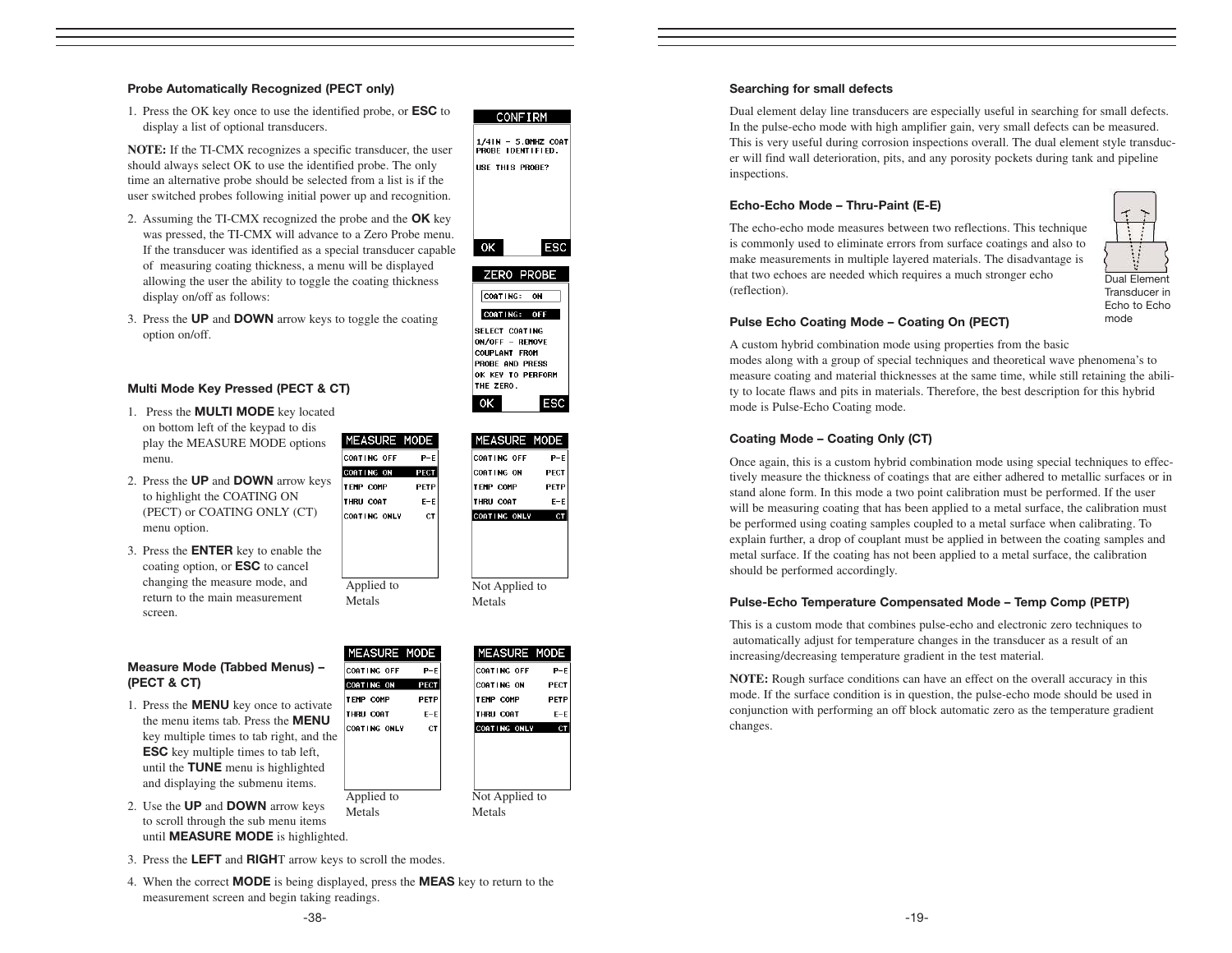### Probe Automatically Recognized (PECT only)

1. Press the OK key once to use the identified probe, or **ESC** to display a list of optional transducers.

**NOTE:** If the TI-CMX recognizes a specific transducer, the user should always select OK to use the identified probe. The only time an alternative probe should be selected from a list is if the user switched probes following initial power up and recognition.

2. Assuming the TI-CMX recognized the probe and the **OK** key was pressed, the TI-CMX will advance to a Zero Probe menu. If the transducer was identified as a special transducer capable of measuring coating thickness, a menu will be displayed allowing the user the ability to toggle the coating thickness display on/off as follows:

3. Press the **UP** and **DOWN** arrow keys to toggle the coating option on/off.

```
CONFIRM
1/4IN - 5.0MHZ COAT
PROBE IDENTIFIED.

USE THIS PROBE?

OK          ESC
```

```
ZERO PROBE
COATING:  ON
COATING:  OFF
SELECT COATING
ON/OFF - REMOVE
COUPLANT FROM
PROBE AND PRESS
OK KEY TO PERFORM
THE ZERO.
OK          ESC
```

### Multi Mode Key Pressed (PECT & CT)

1. Press the **MULTI MODE** key located on bottom left of the keypad to dis play the MEASURE MODE options menu.
2. Press the **UP** and **DOWN** arrow keys to highlight the COATING ON (PECT) or COATING ONLY (CT) menu option.
3. Press the **ENTER** key to enable the coating option, or **ESC** to cancel changing the measure mode, and return to the main measurement screen.

```
MEASURE MODE
COATING OFF     P-E
COATING ON     PECT
TEMP COMP      PETP
THRU COAT       E-E
COATING ONLY     CT
```

Applied to Metals

```
MEASURE MODE
COATING OFF     P-E
COATING ON     PECT
TEMP COMP      PETP
THRU COAT       E-E
COATING ONLY     CT
```

Not Applied to Metals

### Measure Mode (Tabbed Menus) – (PECT & CT)

1. Press the **MENU** key once to activate the menu items tab. Press the **MENU** key multiple times to tab right, and the **ESC** key multiple times to tab left, until the **TUNE** menu is highlighted and displaying the submenu items.
2. Use the **UP** and **DOWN** arrow keys to scroll through the sub menu items until **MEASURE MODE** is highlighted.
3. Press the **LEFT** and **RIGH**T arrow keys to scroll the modes.
4. When the correct **MODE** is being displayed, press the **MEAS** key to return to the measurement screen and begin taking readings.

```
MEASURE MODE
COATING OFF     P-E
COATING ON     PECT
TEMP COMP      PETP
THRU COAT       E-E
COATING ONLY     CT
```

Applied to Metals

```
MEASURE MODE
COATING OFF     P-E
COATING ON     PECT
TEMP COMP      PETP
THRU COAT       E-E
COATING ONLY     CT
```

Not Applied to Metals

### Searching for small defects

Dual element delay line transducers are especially useful in searching for small defects. In the pulse-echo mode with high amplifier gain, very small defects can be measured. This is very useful during corrosion inspections overall. The dual element style transducer will find wall deterioration, pits, and any porosity pockets during tank and pipeline inspections.

### Echo-Echo Mode – Thru-Paint (E-E)

The echo-echo mode measures between two reflections. This technique is commonly used to eliminate errors from surface coatings and also to make measurements in multiple layered materials. The disadvantage is that two echoes are needed which requires a much stronger echo (reflection).

Dual Element Transducer in Echo to Echo mode

### Pulse Echo Coating Mode – Coating On (PECT)

A custom hybrid combination mode using properties from the basic modes along with a group of special techniques and theoretical wave phenomena's to measure coating and material thicknesses at the same time, while still retaining the ability to locate flaws and pits in materials. Therefore, the best description for this hybrid mode is Pulse-Echo Coating mode.

### Coating Mode – Coating Only (CT)

Once again, this is a custom hybrid combination mode using special techniques to effectively measure the thickness of coatings that are either adhered to metallic surfaces or in stand alone form. In this mode a two point calibration must be performed. If the user will be measuring coating that has been applied to a metal surface, the calibration must be performed using coating samples coupled to a metal surface when calibrating. To explain further, a drop of couplant must be applied in between the coating samples and metal surface. If the coating has not been applied to a metal surface, the calibration should be performed accordingly.

### Pulse-Echo Temperature Compensated Mode – Temp Comp (PETP)

This is a custom mode that combines pulse-echo and electronic zero techniques to automatically adjust for temperature changes in the transducer as a result of an increasing/decreasing temperature gradient in the test material.

**NOTE:** Rough surface conditions can have an effect on the overall accuracy in this mode. If the surface condition is in question, the pulse-echo mode should be used in conjunction with performing an off block automatic zero as the temperature gradient changes.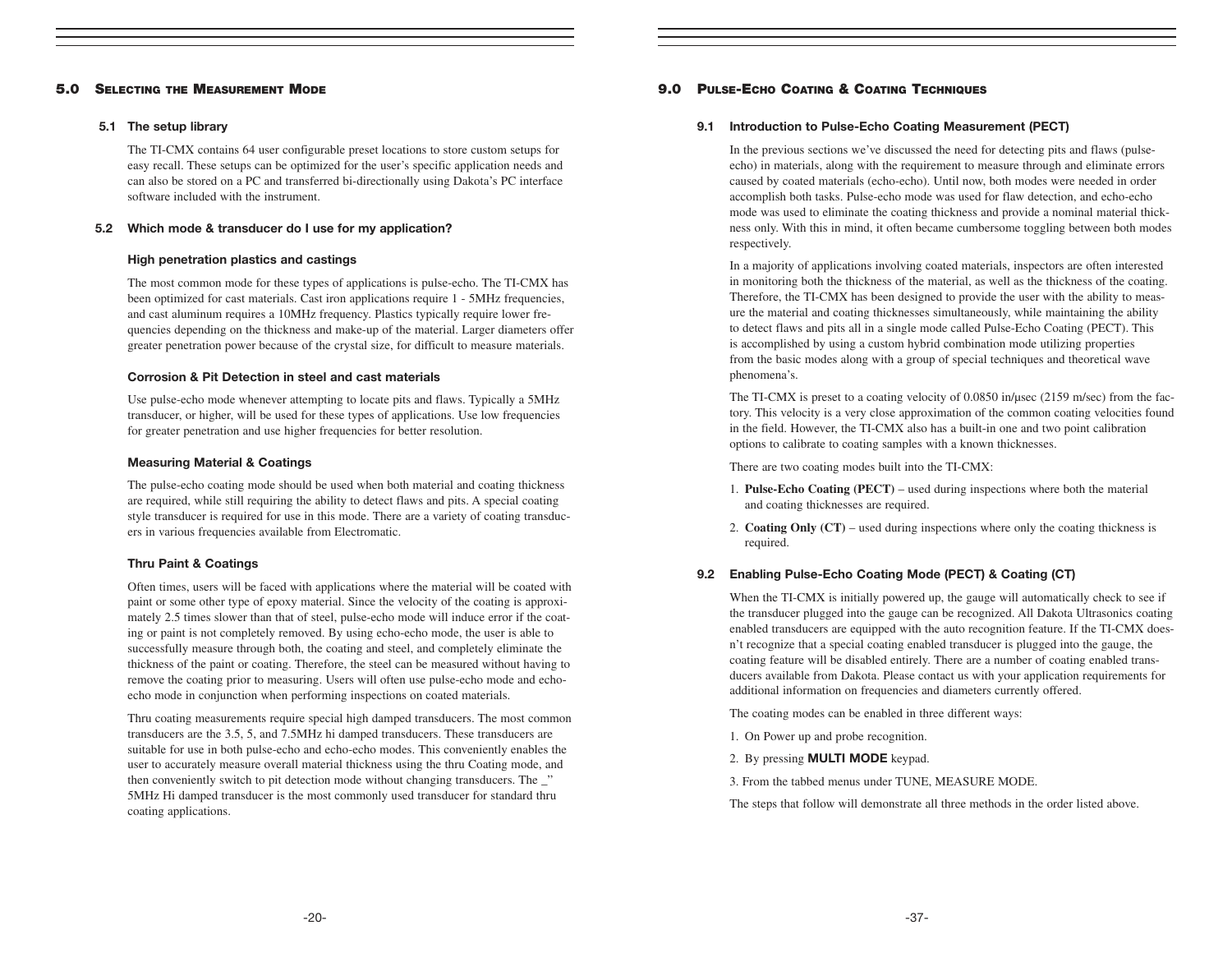## 5.0 Selecting the Measurement Mode

### 5.1 The setup library

The TI-CMX contains 64 user configurable preset locations to store custom setups for easy recall. These setups can be optimized for the user's specific application needs and can also be stored on a PC and transferred bi-directionally using Dakota's PC interface software included with the instrument.

### 5.2 Which mode & transducer do I use for my application?

#### High penetration plastics and castings

The most common mode for these types of applications is pulse-echo. The TI-CMX has been optimized for cast materials. Cast iron applications require 1 - 5MHz frequencies, and cast aluminum requires a 10MHz frequency. Plastics typically require lower frequencies depending on the thickness and make-up of the material. Larger diameters offer greater penetration power because of the crystal size, for difficult to measure materials.

#### Corrosion & Pit Detection in steel and cast materials

Use pulse-echo mode whenever attempting to locate pits and flaws. Typically a 5MHz transducer, or higher, will be used for these types of applications. Use low frequencies for greater penetration and use higher frequencies for better resolution.

#### Measuring Material & Coatings

The pulse-echo coating mode should be used when both material and coating thickness are required, while still requiring the ability to detect flaws and pits. A special coating style transducer is required for use in this mode. There are a variety of coating transducers in various frequencies available from Electromatic.

#### Thru Paint & Coatings

Often times, users will be faced with applications where the material will be coated with paint or some other type of epoxy material. Since the velocity of the coating is approximately 2.5 times slower than that of steel, pulse-echo mode will induce error if the coating or paint is not completely removed. By using echo-echo mode, the user is able to successfully measure through both, the coating and steel, and completely eliminate the thickness of the paint or coating. Therefore, the steel can be measured without having to remove the coating prior to measuring. Users will often use pulse-echo mode and echo-echo mode in conjunction when performing inspections on coated materials.

Thru coating measurements require special high damped transducers. The most common transducers are the 3.5, 5, and 7.5MHz hi damped transducers. These transducers are suitable for use in both pulse-echo and echo-echo modes. This conveniently enables the user to accurately measure overall material thickness using the thru Coating mode, and then conveniently switch to pit detection mode without changing transducers. The _" 5MHz Hi damped transducer is the most commonly used transducer for standard thru coating applications.

## 9.0 Pulse-Echo Coating & Coating Techniques

### 9.1 Introduction to Pulse-Echo Coating Measurement (PECT)

In the previous sections we've discussed the need for detecting pits and flaws (pulse-echo) in materials, along with the requirement to measure through and eliminate errors caused by coated materials (echo-echo). Until now, both modes were needed in order accomplish both tasks. Pulse-echo mode was used for flaw detection, and echo-echo mode was used to eliminate the coating thickness and provide a nominal material thickness only. With this in mind, it often became cumbersome toggling between both modes respectively.

In a majority of applications involving coated materials, inspectors are often interested in monitoring both the thickness of the material, as well as the thickness of the coating. Therefore, the TI-CMX has been designed to provide the user with the ability to measure the material and coating thicknesses simultaneously, while maintaining the ability to detect flaws and pits all in a single mode called Pulse-Echo Coating (PECT). This is accomplished by using a custom hybrid combination mode utilizing properties from the basic modes along with a group of special techniques and theoretical wave phenomena's.

The TI-CMX is preset to a coating velocity of 0.0850 in/μsec (2159 m/sec) from the factory. This velocity is a very close approximation of the common coating velocities found in the field. However, the TI-CMX also has a built-in one and two point calibration options to calibrate to coating samples with a known thicknesses.

There are two coating modes built into the TI-CMX:

1. **Pulse-Echo Coating (PECT)** – used during inspections where both the material and coating thicknesses are required.
2. **Coating Only (CT)** – used during inspections where only the coating thickness is required.

### 9.2 Enabling Pulse-Echo Coating Mode (PECT) & Coating (CT)

When the TI-CMX is initially powered up, the gauge will automatically check to see if the transducer plugged into the gauge can be recognized. All Dakota Ultrasonics coating enabled transducers are equipped with the auto recognition feature. If the TI-CMX doesn't recognize that a special coating enabled transducer is plugged into the gauge, the coating feature will be disabled entirely. There are a number of coating enabled transducers available from Dakota. Please contact us with your application requirements for additional information on frequencies and diameters currently offered.

The coating modes can be enabled in three different ways:

1. On Power up and probe recognition.
2. By pressing **MULTI MODE** keypad.
3. From the tabbed menus under TUNE, MEASURE MODE.

The steps that follow will demonstrate all three methods in the order listed above.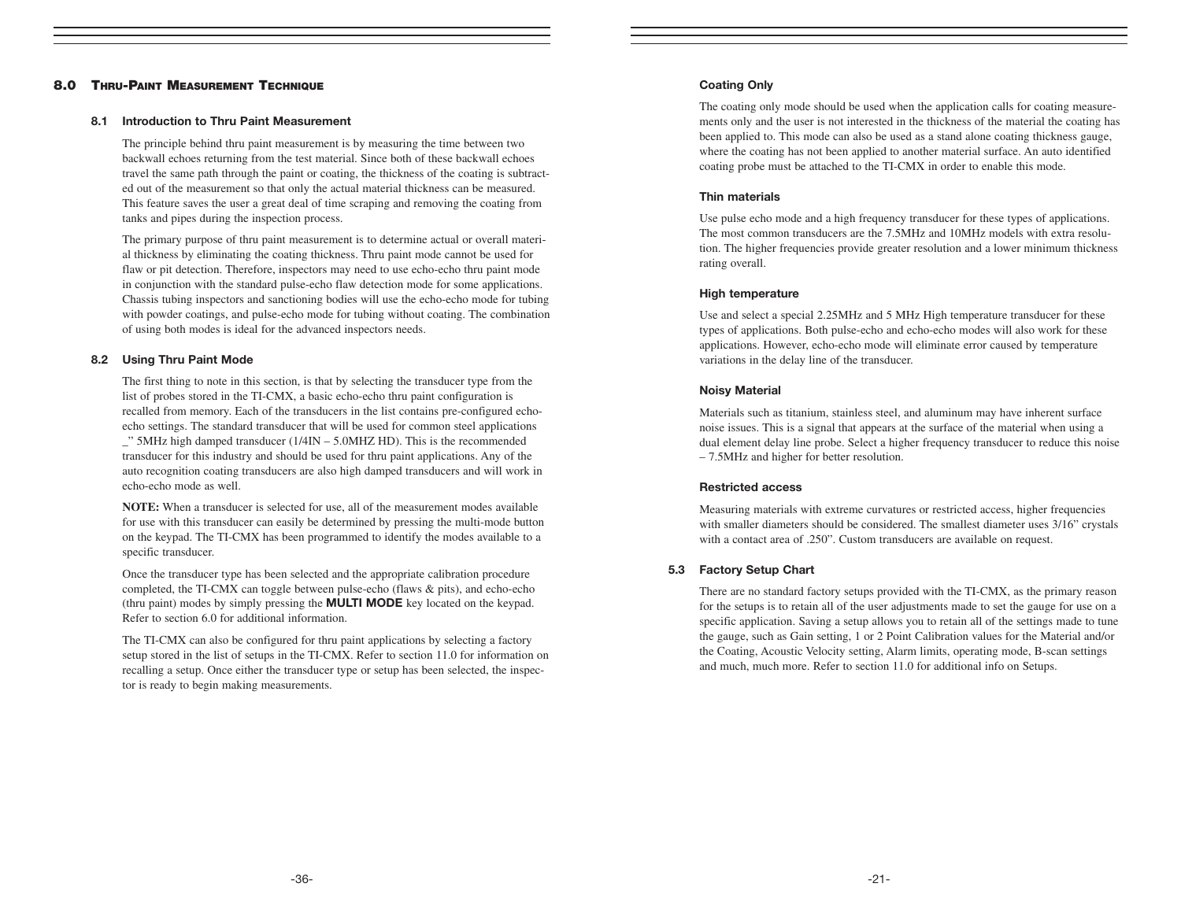## 8.0 Thru-Paint Measurement Technique

### 8.1 Introduction to Thru Paint Measurement

The principle behind thru paint measurement is by measuring the time between two backwall echoes returning from the test material. Since both of these backwall echoes travel the same path through the paint or coating, the thickness of the coating is subtracted out of the measurement so that only the actual material thickness can be measured. This feature saves the user a great deal of time scraping and removing the coating from tanks and pipes during the inspection process.

The primary purpose of thru paint measurement is to determine actual or overall material thickness by eliminating the coating thickness. Thru paint mode cannot be used for flaw or pit detection. Therefore, inspectors may need to use echo-echo thru paint mode in conjunction with the standard pulse-echo flaw detection mode for some applications. Chassis tubing inspectors and sanctioning bodies will use the echo-echo mode for tubing with powder coatings, and pulse-echo mode for tubing without coating. The combination of using both modes is ideal for the advanced inspectors needs.

### 8.2 Using Thru Paint Mode

The first thing to note in this section, is that by selecting the transducer type from the list of probes stored in the TI-CMX, a basic echo-echo thru paint configuration is recalled from memory. Each of the transducers in the list contains pre-configured echo-echo settings. The standard transducer that will be used for common steel applications _" 5MHz high damped transducer (1/4IN – 5.0MHZ HD). This is the recommended transducer for this industry and should be used for thru paint applications. Any of the auto recognition coating transducers are also high damped transducers and will work in echo-echo mode as well.

**NOTE:** When a transducer is selected for use, all of the measurement modes available for use with this transducer can easily be determined by pressing the multi-mode button on the keypad. The TI-CMX has been programmed to identify the modes available to a specific transducer.

Once the transducer type has been selected and the appropriate calibration procedure completed, the TI-CMX can toggle between pulse-echo (flaws & pits), and echo-echo (thru paint) modes by simply pressing the **MULTI MODE** key located on the keypad. Refer to section 6.0 for additional information.

The TI-CMX can also be configured for thru paint applications by selecting a factory setup stored in the list of setups in the TI-CMX. Refer to section 11.0 for information on recalling a setup. Once either the transducer type or setup has been selected, the inspector is ready to begin making measurements.

#### Coating Only

The coating only mode should be used when the application calls for coating measurements only and the user is not interested in the thickness of the material the coating has been applied to. This mode can also be used as a stand alone coating thickness gauge, where the coating has not been applied to another material surface. An auto identified coating probe must be attached to the TI-CMX in order to enable this mode.

#### Thin materials

Use pulse echo mode and a high frequency transducer for these types of applications. The most common transducers are the 7.5MHz and 10MHz models with extra resolution. The higher frequencies provide greater resolution and a lower minimum thickness rating overall.

#### High temperature

Use and select a special 2.25MHz and 5 MHz High temperature transducer for these types of applications. Both pulse-echo and echo-echo modes will also work for these applications. However, echo-echo mode will eliminate error caused by temperature variations in the delay line of the transducer.

#### Noisy Material

Materials such as titanium, stainless steel, and aluminum may have inherent surface noise issues. This is a signal that appears at the surface of the material when using a dual element delay line probe. Select a higher frequency transducer to reduce this noise – 7.5MHz and higher for better resolution.

#### Restricted access

Measuring materials with extreme curvatures or restricted access, higher frequencies with smaller diameters should be considered. The smallest diameter uses 3/16" crystals with a contact area of .250". Custom transducers are available on request.

### 5.3 Factory Setup Chart

There are no standard factory setups provided with the TI-CMX, as the primary reason for the setups is to retain all of the user adjustments made to set the gauge for use on a specific application. Saving a setup allows you to retain all of the settings made to tune the gauge, such as Gain setting, 1 or 2 Point Calibration values for the Material and/or the Coating, Acoustic Velocity setting, Alarm limits, operating mode, B-scan settings and much, much more. Refer to section 11.0 for additional info on Setups.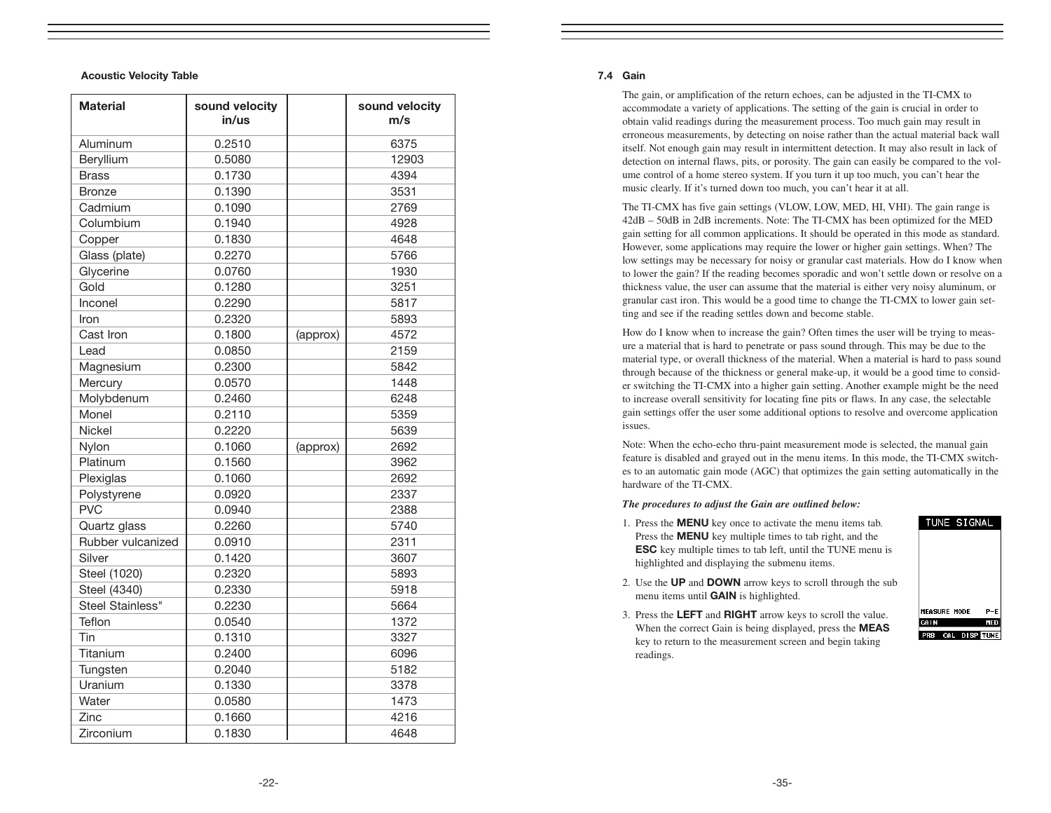**Acoustic Velocity Table**

| Material | sound velocity in/us | | sound velocity m/s |
|---|---|---|---|
| Aluminum | 0.2510 | | 6375 |
| Beryllium | 0.5080 | | 12903 |
| Brass | 0.1730 | | 4394 |
| Bronze | 0.1390 | | 3531 |
| Cadmium | 0.1090 | | 2769 |
| Columbium | 0.1940 | | 4928 |
| Copper | 0.1830 | | 4648 |
| Glass (plate) | 0.2270 | | 5766 |
| Glycerine | 0.0760 | | 1930 |
| Gold | 0.1280 | | 3251 |
| Inconel | 0.2290 | | 5817 |
| Iron | 0.2320 | | 5893 |
| Cast Iron | 0.1800 | (approx) | 4572 |
| Lead | 0.0850 | | 2159 |
| Magnesium | 0.2300 | | 5842 |
| Mercury | 0.0570 | | 1448 |
| Molybdenum | 0.2460 | | 6248 |
| Monel | 0.2110 | | 5359 |
| Nickel | 0.2220 | | 5639 |
| Nylon | 0.1060 | (approx) | 2692 |
| Platinum | 0.1560 | | 3962 |
| Plexiglas | 0.1060 | | 2692 |
| Polystyrene | 0.0920 | | 2337 |
| PVC | 0.0940 | | 2388 |
| Quartz glass | 0.2260 | | 5740 |
| Rubber vulcanized | 0.0910 | | 2311 |
| Silver | 0.1420 | | 3607 |
| Steel (1020) | 0.2320 | | 5893 |
| Steel (4340) | 0.2330 | | 5918 |
| Steel Stainless" | 0.2230 | | 5664 |
| Teflon | 0.0540 | | 1372 |
| Tin | 0.1310 | | 3327 |
| Titanium | 0.2400 | | 6096 |
| Tungsten | 0.2040 | | 5182 |
| Uranium | 0.1330 | | 3378 |
| Water | 0.0580 | | 1473 |
| Zinc | 0.1660 | | 4216 |
| Zirconium | 0.1830 | | 4648 |

### 7.4 Gain

The gain, or amplification of the return echoes, can be adjusted in the TI-CMX to accommodate a variety of applications. The setting of the gain is crucial in order to obtain valid readings during the measurement process. Too much gain may result in erroneous measurements, by detecting on noise rather than the actual material back wall itself. Not enough gain may result in intermittent detection. It may also result in lack of detection on internal flaws, pits, or porosity. The gain can easily be compared to the volume control of a home stereo system. If you turn it up too much, you can't hear the music clearly. If it's turned down too much, you can't hear it at all.

The TI-CMX has five gain settings (VLOW, LOW, MED, HI, VHI). The gain range is 42dB – 50dB in 2dB increments. Note: The TI-CMX has been optimized for the MED gain setting for all common applications. It should be operated in this mode as standard. However, some applications may require the lower or higher gain settings. When? The low settings may be necessary for noisy or granular cast materials. How do I know when to lower the gain? If the reading becomes sporadic and won't settle down or resolve on a thickness value, the user can assume that the material is either very noisy aluminum, or granular cast iron. This would be a good time to change the TI-CMX to lower gain setting and see if the reading settles down and become stable.

How do I know when to increase the gain? Often times the user will be trying to measure a material that is hard to penetrate or pass sound through. This may be due to the material type, or overall thickness of the material. When a material is hard to pass sound through because of the thickness or general make-up, it would be a good time to consider switching the TI-CMX into a higher gain setting. Another example might be the need to increase overall sensitivity for locating fine pits or flaws. In any case, the selectable gain settings offer the user some additional options to resolve and overcome application issues.

Note: When the echo-echo thru-paint measurement mode is selected, the manual gain feature is disabled and grayed out in the menu items. In this mode, the TI-CMX switches to an automatic gain mode (AGC) that optimizes the gain setting automatically in the hardware of the TI-CMX.

***The procedures to adjust the Gain are outlined below:***

1. Press the **MENU** key once to activate the menu items tab. Press the **MENU** key multiple times to tab right, and the **ESC** key multiple times to tab left, until the TUNE menu is highlighted and displaying the submenu items.
2. Use the **UP** and **DOWN** arrow keys to scroll through the sub menu items until **GAIN** is highlighted.
3. Press the **LEFT** and **RIGHT** arrow keys to scroll the value. When the correct Gain is being displayed, press the **MEAS** key to return to the measurement screen and begin taking readings.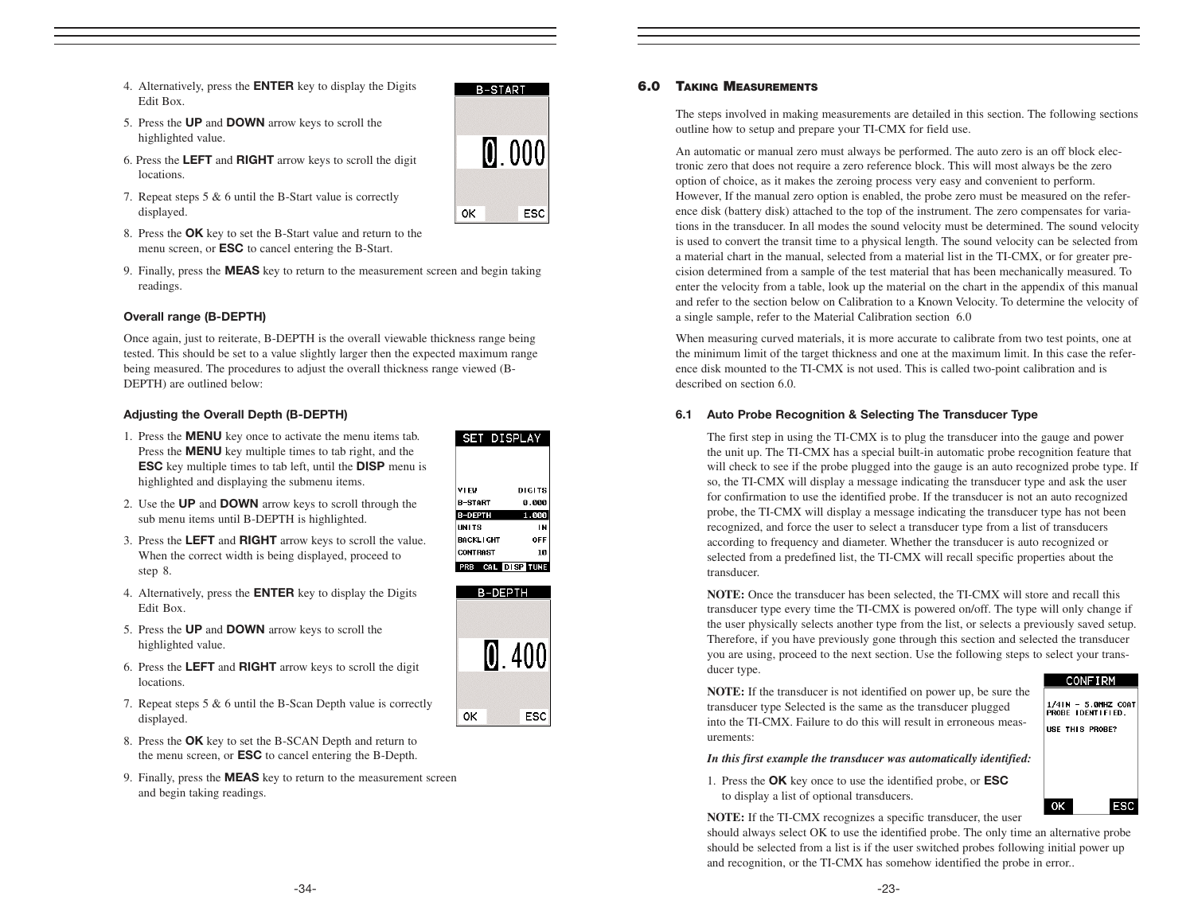4. Alternatively, press the **ENTER** key to display the Digits Edit Box.

5. Press the **UP** and **DOWN** arrow keys to scroll the highlighted value.

6. Press the **LEFT** and **RIGHT** arrow keys to scroll the digit locations.

7. Repeat steps 5 & 6 until the B-Start value is correctly displayed.

8. Press the **OK** key to set the B-Start value and return to the menu screen, or **ESC** to cancel entering the B-Start.

9. Finally, press the **MEAS** key to return to the measurement screen and begin taking readings.

**Overall range (B-DEPTH)**

Once again, just to reiterate, B-DEPTH is the overall viewable thickness range being tested. This should be set to a value slightly larger then the expected maximum range being measured. The procedures to adjust the overall thickness range viewed (B-DEPTH) are outlined below:

**Adjusting the Overall Depth (B-DEPTH)**

1. Press the **MENU** key once to activate the menu items tab. Press the **MENU** key multiple times to tab right, and the **ESC** key multiple times to tab left, until the **DISP** menu is highlighted and displaying the submenu items.

2. Use the **UP** and **DOWN** arrow keys to scroll through the sub menu items until B-DEPTH is highlighted.

3. Press the **LEFT** and **RIGHT** arrow keys to scroll the value. When the correct width is being displayed, proceed to step 8.

4. Alternatively, press the **ENTER** key to display the Digits Edit Box.

5. Press the **UP** and **DOWN** arrow keys to scroll the highlighted value.

6. Press the **LEFT** and **RIGHT** arrow keys to scroll the digit locations.

7. Repeat steps 5 & 6 until the B-Scan Depth value is correctly displayed.

8. Press the **OK** key to set the B-SCAN Depth and return to the menu screen, or **ESC** to cancel entering the B-Depth.

9. Finally, press the **MEAS** key to return to the measurement screen and begin taking readings.

## 6.0 Taking Measurements

The steps involved in making measurements are detailed in this section. The following sections outline how to setup and prepare your TI-CMX for field use.

An automatic or manual zero must always be performed. The auto zero is an off block electronic zero that does not require a zero reference block. This will most always be the zero option of choice, as it makes the zeroing process very easy and convenient to perform. However, If the manual zero option is enabled, the probe zero must be measured on the reference disk (battery disk) attached to the top of the instrument. The zero compensates for variations in the transducer. In all modes the sound velocity must be determined. The sound velocity is used to convert the transit time to a physical length. The sound velocity can be selected from a material chart in the manual, selected from a material list in the TI-CMX, or for greater precision determined from a sample of the test material that has been mechanically measured. To enter the velocity from a table, look up the material on the chart in the appendix of this manual and refer to the section below on Calibration to a Known Velocity. To determine the velocity of a single sample, refer to the Material Calibration section 6.0

When measuring curved materials, it is more accurate to calibrate from two test points, one at the minimum limit of the target thickness and one at the maximum limit. In this case the reference disk mounted to the TI-CMX is not used. This is called two-point calibration and is described on section 6.0.

### 6.1 Auto Probe Recognition & Selecting The Transducer Type

The first step in using the TI-CMX is to plug the transducer into the gauge and power the unit up. The TI-CMX has a special built-in automatic probe recognition feature that will check to see if the probe plugged into the gauge is an auto recognized probe type. If so, the TI-CMX will display a message indicating the transducer type and ask the user for confirmation to use the identified probe. If the transducer is not an auto recognized probe, the TI-CMX will display a message indicating the transducer type has not been recognized, and force the user to select a transducer type from a list of transducers according to frequency and diameter. Whether the transducer is auto recognized or selected from a predefined list, the TI-CMX will recall specific properties about the transducer.

**NOTE:** Once the transducer has been selected, the TI-CMX will store and recall this transducer type every time the TI-CMX is powered on/off. The type will only change if the user physically selects another type from the list, or selects a previously saved setup. Therefore, if you have previously gone through this section and selected the transducer you are using, proceed to the next section. Use the following steps to select your transducer type.

**NOTE:** If the transducer is not identified on power up, be sure the transducer type Selected is the same as the transducer plugged into the TI-CMX. Failure to do this will result in erroneous measurements:

***In this first example the transducer was automatically identified:***

1. Press the **OK** key once to use the identified probe, or **ESC** to display a list of optional transducers.

**NOTE:** If the TI-CMX recognizes a specific transducer, the user should always select OK to use the identified probe. The only time an alternative probe should be selected from a list is if the user switched probes following initial power up and recognition, or the TI-CMX has somehow identified the probe in error..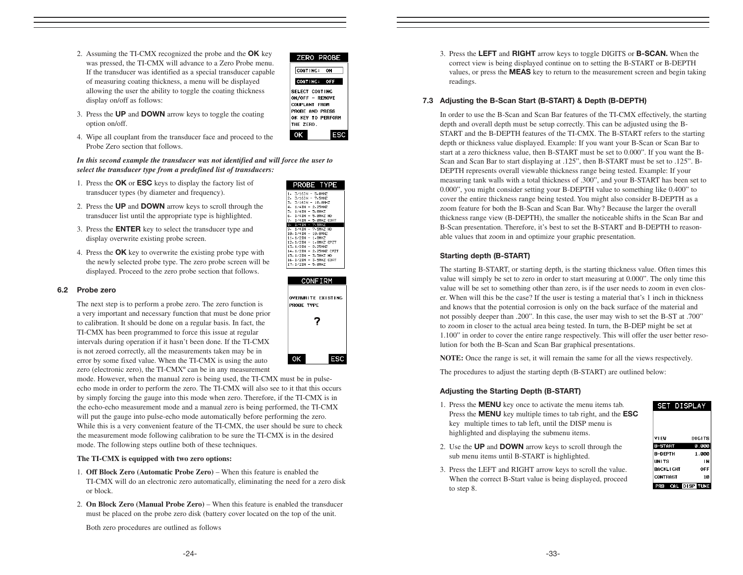2. Assuming the TI-CMX recognized the probe and the **OK** key was pressed, the TI-CMX will advance to a Zero Probe menu. If the transducer was identified as a special transducer capable of measuring coating thickness, a menu will be displayed allowing the user the ability to toggle the coating thickness display on/off as follows:

3. Press the **UP** and **DOWN** arrow keys to toggle the coating option on/off.

4. Wipe all couplant from the transducer face and proceed to the Probe Zero section that follows.

ZERO PROBE

COATING: ON

COATING: OFF

SELECT COATING ON/OFF – REMOVE COUPLANT FROM PROBE AND PRESS OK KEY TO PERFORM THE ZERO.

OK ESC

***In this second example the transducer was not identified and will force the user to select the transducer type from a predefined list of transducers:***

1. Press the **OK** or **ESC** keys to display the factory list of transducer types (by diameter and frequency).

2. Press the **UP** and **DOWN** arrow keys to scroll through the transducer list until the appropriate type is highlighted.

3. Press the **ENTER** key to select the transducer type and display overwrite existing probe screen.

4. Press the **OK** key to overwrite the existing probe type with the newly selected probe type. The zero probe screen will be displayed. Proceed to the zero probe section that follows.

PROBE TYPE

1. 3/16IN – 5.0MHZ
2. 3/16IN – 7.5MHZ
3. 3/16IN – 10.0MHZ
4. 1/4IN – 2.25MHZ
5. 1/4IN – 5.0MHZ
6. 1/4IN – 5.0MHZ HD
7. 1/4IN – 5.0MHZ COAT
8. 1/4IN – 7.5MHZ
9. 1/4IN – 7.5MHZ HD
10. 1/4IN – 10.0MHZ
11. 1/2IN – 1.0MHZ
12. 1/2IN – 1.0MHZ CPZT
13. 1/2IN – 2.25MHZ
14. 1/2IN – 2.25MHZ CPZT
15. 1/2IN – 3.5MHZ HD
16. 1/2IN – 3.5MHZ COAT
17. 1/2IN – 5.0MHZ

CONFIRM

OVERWRITE EXISTING PROBE TYPE

?

OK ESC

### 6.2 Probe zero

The next step is to perform a probe zero. The zero function is a very important and necessary function that must be done prior to calibration. It should be done on a regular basis. In fact, the TI-CMX has been programmed to force this issue at regular intervals during operation if it hasn't been done. If the TI-CMX is not zeroed correctly, all the measurements taken may be in error by some fixed value. When the TI-CMX is using the auto zero (electronic zero), the TI-CMXº can be in any measurement mode. However, when the manual zero is being used, the TI-CMX must be in pulse-echo mode in order to perform the zero. The TI-CMX will also see to it that this occurs by simply forcing the gauge into this mode when zero. Therefore, if the TI-CMX is in the echo-echo measurement mode and a manual zero is being performed, the TI-CMX will put the gauge into pulse-echo mode automatically before performing the zero. While this is a very convenient feature of the TI-CMX, the user should be sure to check the measurement mode following calibration to be sure the TI-CMX is in the desired mode. The following steps outline both of these techniques.

**The TI-CMX is equipped with two zero options:**

1. **Off Block Zero (Automatic Probe Zero)** – When this feature is enabled the TI-CMX will do an electronic zero automatically, eliminating the need for a zero disk or block.

2. **On Block Zero (Manual Probe Zero)** – When this feature is enabled the transducer must be placed on the probe zero disk (battery cover located on the top of the unit.

   Both zero procedures are outlined as follows

3. Press the **LEFT** and **RIGHT** arrow keys to toggle DIGITS or **B-SCAN.** When the correct view is being displayed continue on to setting the B-START or B-DEPTH values, or press the **MEAS** key to return to the measurement screen and begin taking readings.

### 7.3 Adjusting the B-Scan Start (B-START) & Depth (B-DEPTH)

In order to use the B-Scan and Scan Bar features of the TI-CMX effectively, the starting depth and overall depth must be setup correctly. This can be adjusted using the B-START and the B-DEPTH features of the TI-CMX. The B-START refers to the starting depth or thickness value displayed. Example: If you want your B-Scan or Scan Bar to start at a zero thickness value, then B-START must be set to 0.000". If you want the B-Scan and Scan Bar to start displaying at .125", then B-START must be set to .125". B-DEPTH represents overall viewable thickness range being tested. Example: If your measuring tank walls with a total thickness of .300", and your B-START has been set to 0.000", you might consider setting your B-DEPTH value to something like 0.400" to cover the entire thickness range being tested. You might also consider B-DEPTH as a zoom feature for both the B-Scan and Scan Bar. Why? Because the larger the overall thickness range view (B-DEPTH), the smaller the noticeable shifts in the Scan Bar and B-Scan presentation. Therefore, it's best to set the B-START and B-DEPTH to reasonable values that zoom in and optimize your graphic presentation.

#### Starting depth (B-START)

The starting B-START, or starting depth, is the starting thickness value. Often times this value will simply be set to zero in order to start measuring at 0.000". The only time this value will be set to something other than zero, is if the user needs to zoom in even closer. When will this be the case? If the user is testing a material that's 1 inch in thickness and knows that the potential corrosion is only on the back surface of the material and not possibly deeper than .200". In this case, the user may wish to set the B-ST at .700" to zoom in closer to the actual area being tested. In turn, the B-DEP might be set at 1.100" in order to cover the entire range respectively. This will offer the user better resolution for both the B-Scan and Scan Bar graphical presentations.

**NOTE:** Once the range is set, it will remain the same for all the views respectively.

The procedures to adjust the starting depth (B-START) are outlined below:

#### Adjusting the Starting Depth (B-START)

1. Press the **MENU** key once to activate the menu items tab. Press the **MENU** key multiple times to tab right, and the **ESC** key multiple times to tab left, until the DISP menu is highlighted and displaying the submenu items.

2. Use the **UP** and **DOWN** arrow keys to scroll through the sub menu items until B-START is highlighted.

3. Press the LEFT and RIGHT arrow keys to scroll the value. When the correct B-Start value is being displayed, proceed to step 8.

SET DISPLAY

| | |
|---|---|
| VIEW | DIGITS |
| B-START | 0.000 |
| B-DEPTH | 1.000 |
| UNITS | IN |
| BACKLIGHT | OFF |
| CONTRAST | 10 |

PRB CAL DISP TUNE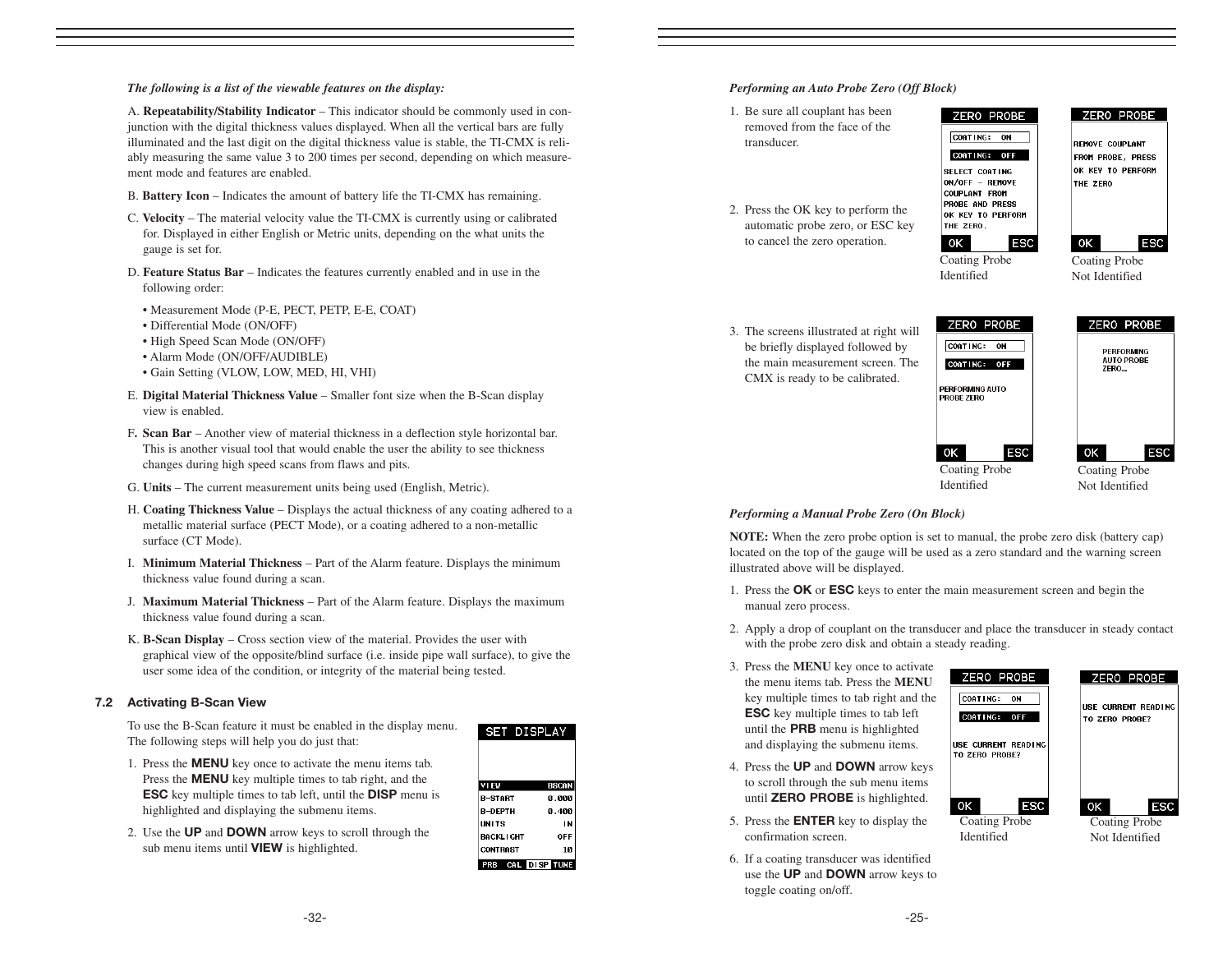*The following is a list of the viewable features on the display:*

A. **Repeatability/Stability Indicator** – This indicator should be commonly used in conjunction with the digital thickness values displayed. When all the vertical bars are fully illuminated and the last digit on the digital thickness value is stable, the TI-CMX is reliably measuring the same value 3 to 200 times per second, depending on which measurement mode and features are enabled.

B. **Battery Icon** – Indicates the amount of battery life the TI-CMX has remaining.

C. **Velocity** – The material velocity value the TI-CMX is currently using or calibrated for. Displayed in either English or Metric units, depending on the what units the gauge is set for.

D. **Feature Status Bar** – Indicates the features currently enabled and in use in the following order:

- Measurement Mode (P-E, PECT, PETP, E-E, COAT)
- Differential Mode (ON/OFF)
- High Speed Scan Mode (ON/OFF)
- Alarm Mode (ON/OFF/AUDIBLE)
- Gain Setting (VLOW, LOW, MED, HI, VHI)

E. **Digital Material Thickness Value** – Smaller font size when the B-Scan display view is enabled.

F. **Scan Bar** – Another view of material thickness in a deflection style horizontal bar. This is another visual tool that would enable the user the ability to see thickness changes during high speed scans from flaws and pits.

G. **Units** – The current measurement units being used (English, Metric).

H. **Coating Thickness Value** – Displays the actual thickness of any coating adhered to a metallic material surface (PECT Mode), or a coating adhered to a non-metallic surface (CT Mode).

I. **Minimum Material Thickness** – Part of the Alarm feature. Displays the minimum thickness value found during a scan.

J. **Maximum Material Thickness** – Part of the Alarm feature. Displays the maximum thickness value found during a scan.

K. **B-Scan Display** – Cross section view of the material. Provides the user with graphical view of the opposite/blind surface (i.e. inside pipe wall surface), to give the user some idea of the condition, or integrity of the material being tested.

### 7.2 Activating B-Scan View

To use the B-Scan feature it must be enabled in the display menu. The following steps will help you do just that:

1. Press the **MENU** key once to activate the menu items tab. Press the **MENU** key multiple times to tab right, and the **ESC** key multiple times to tab left, until the **DISP** menu is highlighted and displaying the submenu items.
2. Use the **UP** and **DOWN** arrow keys to scroll through the sub menu items until **VIEW** is highlighted.

SET DISPLAY

| | |
|---|---|
| VIEW | BSCAN |
| B-START | 0.000 |
| B-DEPTH | 0.400 |
| UNITS | IN |
| BACKLIGHT | OFF |
| CONTRAST | 10 |

PRB CAL DISP TUNE

*Performing an Auto Probe Zero (Off Block)*

1. Be sure all couplant has been removed from the face of the transducer.
2. Press the OK key to perform the automatic probe zero, or ESC key to cancel the zero operation.

ZERO PROBE — COATING: ON / COATING: OFF — SELECT COATING ON/OFF – REMOVE COUPLANT FROM PROBE AND PRESS OK KEY TO PERFORM THE ZERO. — OK ESC

Coating Probe Identified

ZERO PROBE — REMOVE COUPLANT FROM PROBE, PRESS OK KEY TO PERFORM THE ZERO — OK ESC

Coating Probe Not Identified

3. The screens illustrated at right will be briefly displayed followed by the main measurement screen. The CMX is ready to be calibrated.

ZERO PROBE — COATING: ON / COATING: OFF — PERFORMING AUTO PROBE ZERO — OK ESC

Coating Probe Identified

ZERO PROBE — PERFORMING AUTO PROBE ZERO... — OK ESC

Coating Probe Not Identified

*Performing a Manual Probe Zero (On Block)*

**NOTE:** When the zero probe option is set to manual, the probe zero disk (battery cap) located on the top of the gauge will be used as a zero standard and the warning screen illustrated above will be displayed.

1. Press the **OK** or **ESC** keys to enter the main measurement screen and begin the manual zero process.
2. Apply a drop of couplant on the transducer and place the transducer in steady contact with the probe zero disk and obtain a steady reading.
3. Press the **MENU** key once to activate the menu items tab. Press the **MENU** key multiple times to tab right and the **ESC** key multiple times to tab left until the **PRB** menu is highlighted and displaying the submenu items.
4. Press the **UP** and **DOWN** arrow keys to scroll through the sub menu items until **ZERO PROBE** is highlighted.
5. Press the **ENTER** key to display the confirmation screen.
6. If a coating transducer was identified use the **UP** and **DOWN** arrow keys to toggle coating on/off.

ZERO PROBE — COATING: ON / COATING: OFF — USE CURRENT READING TO ZERO PROBE? — OK ESC

Coating Probe Identified

ZERO PROBE — USE CURRENT READING TO ZERO PROBE? — OK ESC

Coating Probe Not Identified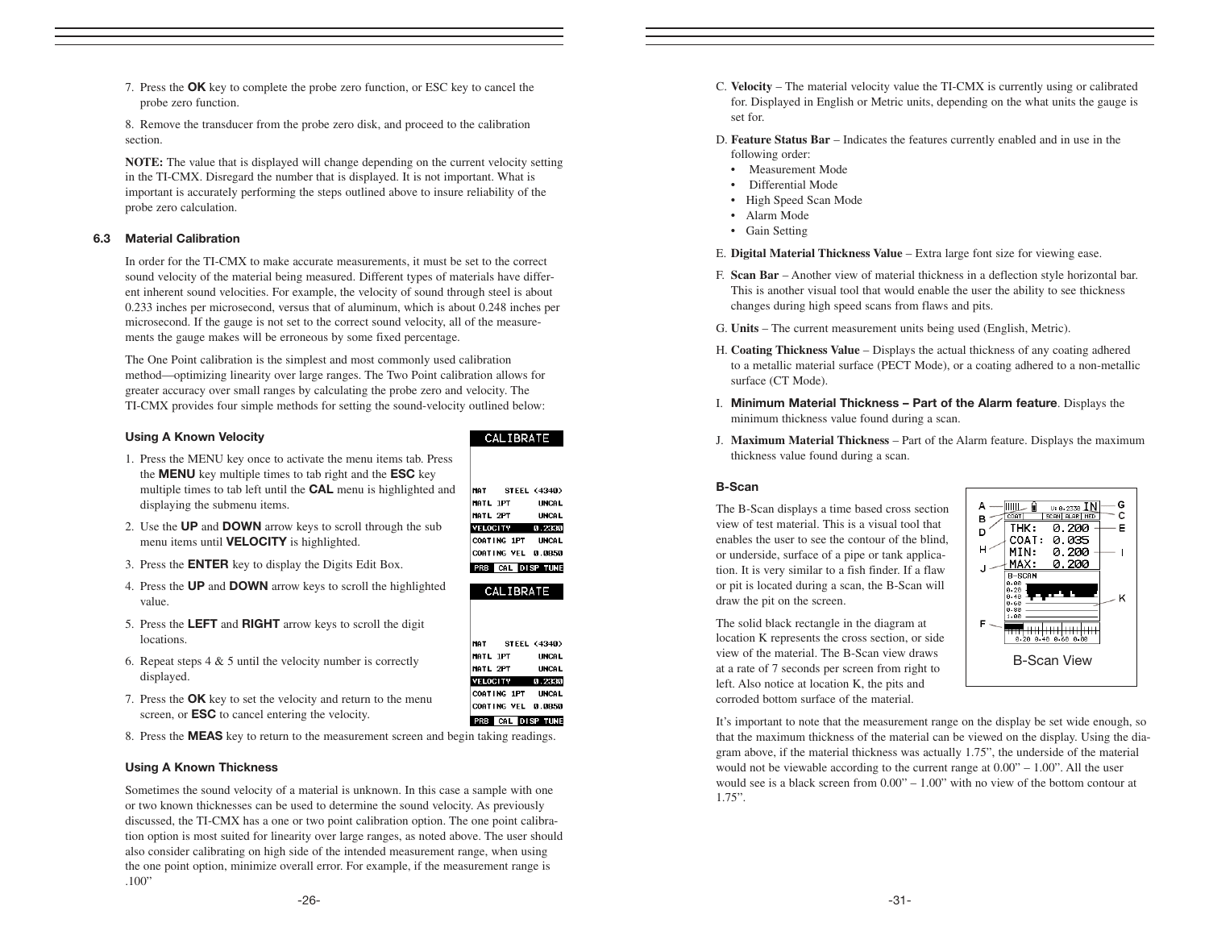7. Press the **OK** key to complete the probe zero function, or ESC key to cancel the probe zero function.

8. Remove the transducer from the probe zero disk, and proceed to the calibration section.

**NOTE:** The value that is displayed will change depending on the current velocity setting in the TI-CMX. Disregard the number that is displayed. It is not important. What is important is accurately performing the steps outlined above to insure reliability of the probe zero calculation.

### 6.3 Material Calibration

In order for the TI-CMX to make accurate measurements, it must be set to the correct sound velocity of the material being measured. Different types of materials have different inherent sound velocities. For example, the velocity of sound through steel is about 0.233 inches per microsecond, versus that of aluminum, which is about 0.248 inches per microsecond. If the gauge is not set to the correct sound velocity, all of the measurements the gauge makes will be erroneous by some fixed percentage.

The One Point calibration is the simplest and most commonly used calibration method—optimizing linearity over large ranges. The Two Point calibration allows for greater accuracy over small ranges by calculating the probe zero and velocity. The TI-CMX provides four simple methods for setting the sound-velocity outlined below:

#### Using A Known Velocity

1. Press the MENU key once to activate the menu items tab. Press the **MENU** key multiple times to tab right and the **ESC** key multiple times to tab left until the **CAL** menu is highlighted and displaying the submenu items.
2. Use the **UP** and **DOWN** arrow keys to scroll through the sub menu items until **VELOCITY** is highlighted.
3. Press the **ENTER** key to display the Digits Edit Box.
4. Press the **UP** and **DOWN** arrow keys to scroll the highlighted value.
5. Press the **LEFT** and **RIGHT** arrow keys to scroll the digit locations.
6. Repeat steps 4 & 5 until the velocity number is correctly displayed.
7. Press the **OK** key to set the velocity and return to the menu screen, or **ESC** to cancel entering the velocity.
8. Press the **MEAS** key to return to the measurement screen and begin taking readings.

#### Using A Known Thickness

Sometimes the sound velocity of a material is unknown. In this case a sample with one or two known thicknesses can be used to determine the sound velocity. As previously discussed, the TI-CMX has a one or two point calibration option. The one point calibration option is most suited for linearity over large ranges, as noted above. The user should also consider calibrating on high side of the intended measurement range, when using the one point option, minimize overall error. For example, if the measurement range is .100"

C. **Velocity** – The material velocity value the TI-CMX is currently using or calibrated for. Displayed in English or Metric units, depending on the what units the gauge is set for.

D. **Feature Status Bar** – Indicates the features currently enabled and in use in the following order:
- Measurement Mode
- Differential Mode
- High Speed Scan Mode
- Alarm Mode
- Gain Setting

E. **Digital Material Thickness Value** – Extra large font size for viewing ease.

F. **Scan Bar** – Another view of material thickness in a deflection style horizontal bar. This is another visual tool that would enable the user the ability to see thickness changes during high speed scans from flaws and pits.

G. **Units** – The current measurement units being used (English, Metric).

H. **Coating Thickness Value** – Displays the actual thickness of any coating adhered to a metallic material surface (PECT Mode), or a coating adhered to a non-metallic surface (CT Mode).

I. **Minimum Material Thickness – Part of the Alarm feature**. Displays the minimum thickness value found during a scan.

J. **Maximum Material Thickness** – Part of the Alarm feature. Displays the maximum thickness value found during a scan.

#### B-Scan

The B-Scan displays a time based cross section view of test material. This is a visual tool that enables the user to see the contour of the blind, or underside, surface of a pipe or tank application. It is very similar to a fish finder. If a flaw or pit is located during a scan, the B-Scan will draw the pit on the screen.

The solid black rectangle in the diagram at location K represents the cross section, or side view of the material. The B-Scan view draws at a rate of 7 seconds per screen from right to left. Also notice at location K, the pits and corroded bottom surface of the material.

B-Scan View

It's important to note that the measurement range on the display be set wide enough, so that the maximum thickness of the material can be viewed on the display. Using the diagram above, if the material thickness was actually 1.75", the underside of the material would not be viewable according to the current range at 0.00" – 1.00". All the user would see is a black screen from 0.00" – 1.00" with no view of the bottom contour at 1.75".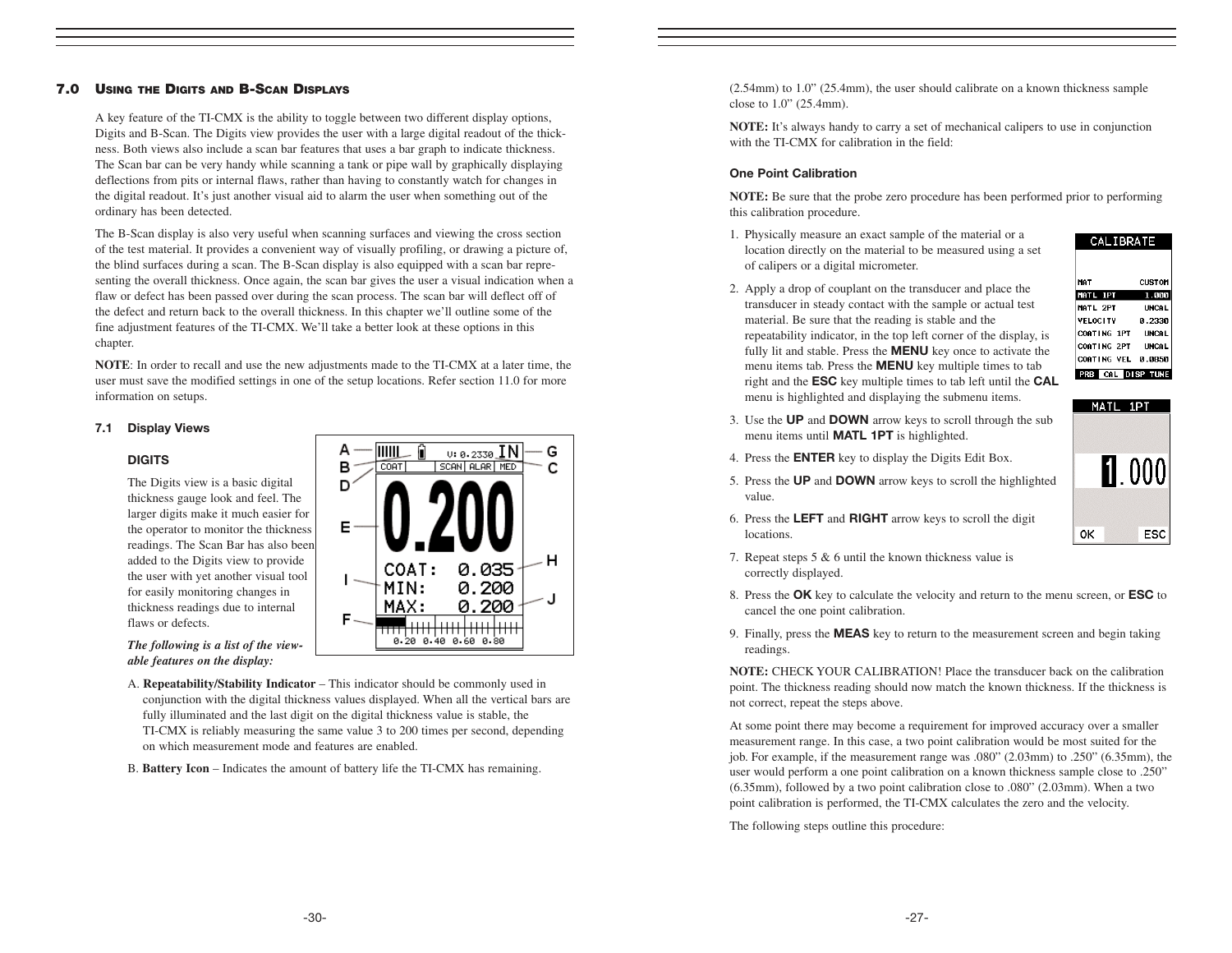## 7.0 Using the Digits and B-Scan Displays

A key feature of the TI-CMX is the ability to toggle between two different display options, Digits and B-Scan. The Digits view provides the user with a large digital readout of the thickness. Both views also include a scan bar features that uses a bar graph to indicate thickness. The Scan bar can be very handy while scanning a tank or pipe wall by graphically displaying deflections from pits or internal flaws, rather than having to constantly watch for changes in the digital readout. It's just another visual aid to alarm the user when something out of the ordinary has been detected.

The B-Scan display is also very useful when scanning surfaces and viewing the cross section of the test material. It provides a convenient way of visually profiling, or drawing a picture of, the blind surfaces during a scan. The B-Scan display is also equipped with a scan bar representing the overall thickness. Once again, the scan bar gives the user a visual indication when a flaw or defect has been passed over during the scan process. The scan bar will deflect off of the defect and return back to the overall thickness. In this chapter we'll outline some of the fine adjustment features of the TI-CMX. We'll take a better look at these options in this chapter.

**NOTE**: In order to recall and use the new adjustments made to the TI-CMX at a later time, the user must save the modified settings in one of the setup locations. Refer section 11.0 for more information on setups.

### 7.1 Display Views

#### DIGITS

The Digits view is a basic digital thickness gauge look and feel. The larger digits make it much easier for the operator to monitor the thickness readings. The Scan Bar has also been added to the Digits view to provide the user with yet another visual tool for easily monitoring changes in thickness readings due to internal flaws or defects.

***The following is a list of the viewable features on the display:***

A. **Repeatability/Stability Indicator** – This indicator should be commonly used in conjunction with the digital thickness values displayed. When all the vertical bars are fully illuminated and the last digit on the digital thickness value is stable, the TI-CMX is reliably measuring the same value 3 to 200 times per second, depending on which measurement mode and features are enabled.

B. **Battery Icon** – Indicates the amount of battery life the TI-CMX has remaining.

(2.54mm) to 1.0" (25.4mm), the user should calibrate on a known thickness sample close to 1.0" (25.4mm).

**NOTE:** It's always handy to carry a set of mechanical calipers to use in conjunction with the TI-CMX for calibration in the field:

#### One Point Calibration

**NOTE:** Be sure that the probe zero procedure has been performed prior to performing this calibration procedure.

1. Physically measure an exact sample of the material or a location directly on the material to be measured using a set of calipers or a digital micrometer.
2. Apply a drop of couplant on the transducer and place the transducer in steady contact with the sample or actual test material. Be sure that the reading is stable and the repeatability indicator, in the top left corner of the display, is fully lit and stable. Press the **MENU** key once to activate the menu items tab. Press the **MENU** key multiple times to tab right and the **ESC** key multiple times to tab left until the **CAL** menu is highlighted and displaying the submenu items.
3. Use the **UP** and **DOWN** arrow keys to scroll through the sub menu items until **MATL 1PT** is highlighted.
4. Press the **ENTER** key to display the Digits Edit Box.
5. Press the **UP** and **DOWN** arrow keys to scroll the highlighted value.
6. Press the **LEFT** and **RIGHT** arrow keys to scroll the digit locations.
7. Repeat steps 5 & 6 until the known thickness value is correctly displayed.
8. Press the **OK** key to calculate the velocity and return to the menu screen, or **ESC** to cancel the one point calibration.
9. Finally, press the **MEAS** key to return to the measurement screen and begin taking readings.

**NOTE:** CHECK YOUR CALIBRATION! Place the transducer back on the calibration point. The thickness reading should now match the known thickness. If the thickness is not correct, repeat the steps above.

At some point there may become a requirement for improved accuracy over a smaller measurement range. In this case, a two point calibration would be most suited for the job. For example, if the measurement range was .080" (2.03mm) to .250" (6.35mm), the user would perform a one point calibration on a known thickness sample close to .250" (6.35mm), followed by a two point calibration close to .080" (2.03mm). When a two point calibration is performed, the TI-CMX calculates the zero and the velocity.

The following steps outline this procedure: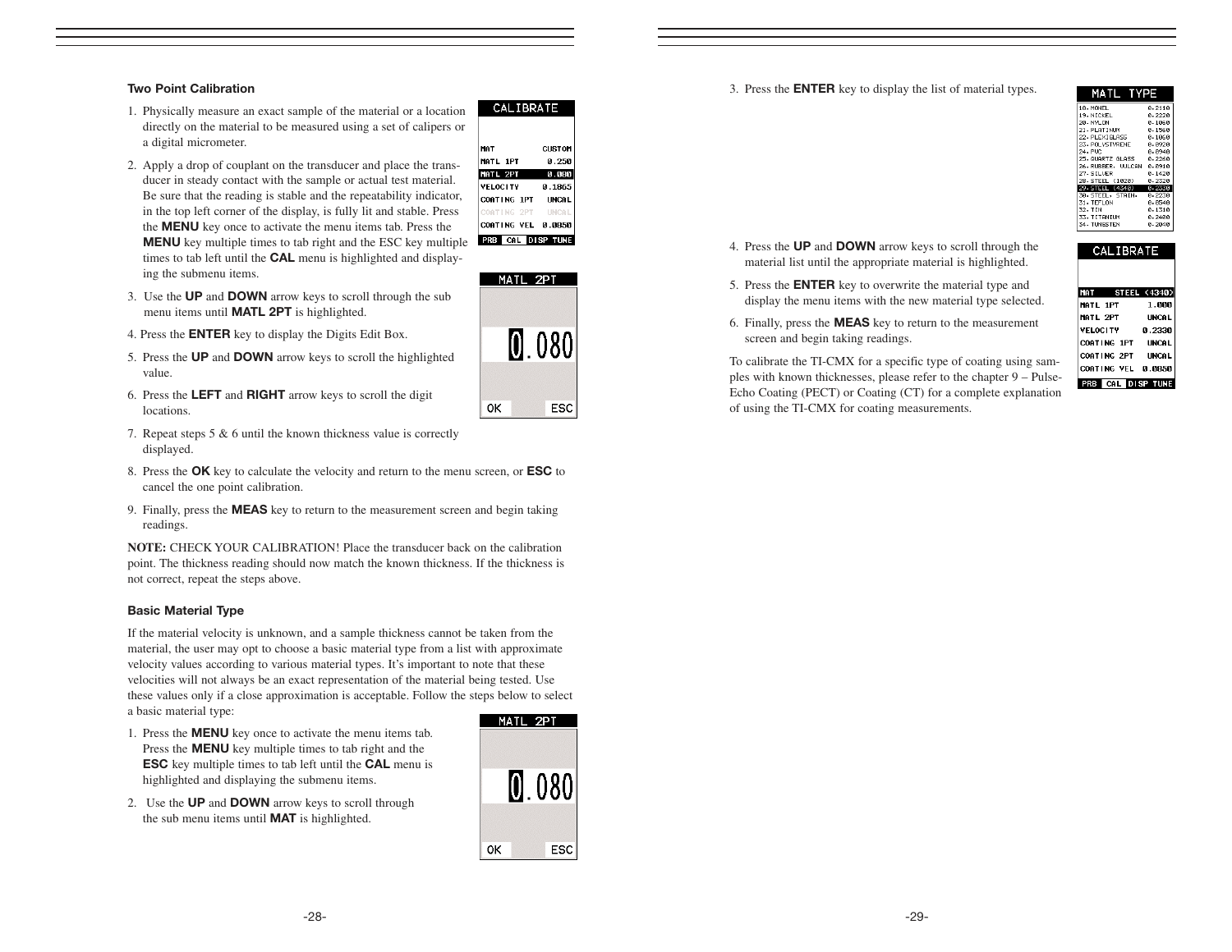### Two Point Calibration

1. Physically measure an exact sample of the material or a location directly on the material to be measured using a set of calipers or a digital micrometer.
2. Apply a drop of couplant on the transducer and place the transducer in steady contact with the sample or actual test material. Be sure that the reading is stable and the repeatability indicator, in the top left corner of the display, is fully lit and stable. Press the **MENU** key once to activate the menu items tab. Press the **MENU** key multiple times to tab right and the ESC key multiple times to tab left until the **CAL** menu is highlighted and displaying the submenu items.
3. Use the **UP** and **DOWN** arrow keys to scroll through the sub menu items until **MATL 2PT** is highlighted.
4. Press the **ENTER** key to display the Digits Edit Box.
5. Press the **UP** and **DOWN** arrow keys to scroll the highlighted value.
6. Press the **LEFT** and **RIGHT** arrow keys to scroll the digit locations.
7. Repeat steps 5 & 6 until the known thickness value is correctly displayed.
8. Press the **OK** key to calculate the velocity and return to the menu screen, or **ESC** to cancel the one point calibration.
9. Finally, press the **MEAS** key to return to the measurement screen and begin taking readings.

**NOTE:** CHECK YOUR CALIBRATION! Place the transducer back on the calibration point. The thickness reading should now match the known thickness. If the thickness is not correct, repeat the steps above.

### Basic Material Type

If the material velocity is unknown, and a sample thickness cannot be taken from the material, the user may opt to choose a basic material type from a list with approximate velocity values according to various material types. It's important to note that these velocities will not always be an exact representation of the material being tested. Use these values only if a close approximation is acceptable. Follow the steps below to select a basic material type:

1. Press the **MENU** key once to activate the menu items tab. Press the **MENU** key multiple times to tab right and the **ESC** key multiple times to tab left until the **CAL** menu is highlighted and displaying the submenu items.
2. Use the **UP** and **DOWN** arrow keys to scroll through the sub menu items until **MAT** is highlighted.
3. Press the **ENTER** key to display the list of material types.
4. Press the **UP** and **DOWN** arrow keys to scroll through the material list until the appropriate material is highlighted.
5. Press the **ENTER** key to overwrite the material type and display the menu items with the new material type selected.
6. Finally, press the **MEAS** key to return to the measurement screen and begin taking readings.

To calibrate the TI-CMX for a specific type of coating using samples with known thicknesses, please refer to the chapter 9 – Pulse-Echo Coating (PECT) or Coating (CT) for a complete explanation of using the TI-CMX for coating measurements.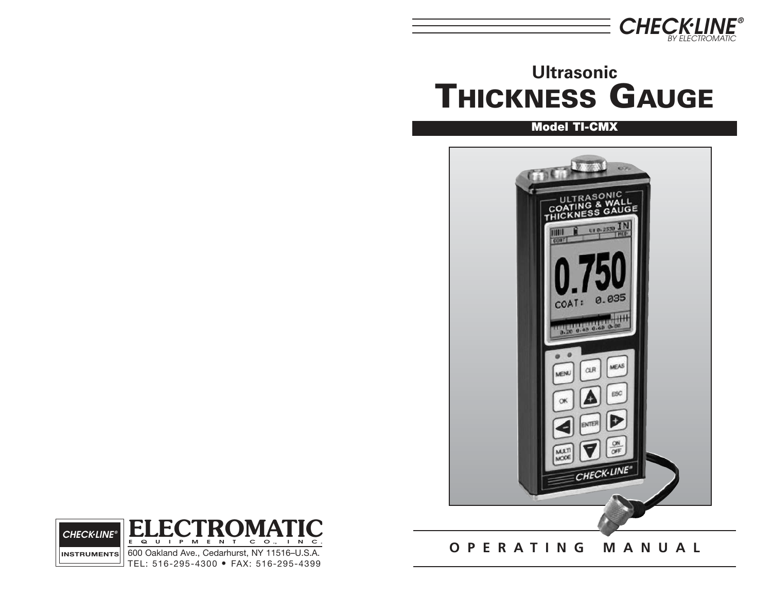CHECK·LINE®
BY ELECTROMATIC

# Ultrasonic THICKNESS GAUGE

**Model TI-CMX**

OPERATING MANUAL

CHECK·LINE® INSTRUMENTS

ELECTROMATIC EQUIPMENT CO., INC.

600 Oakland Ave., Cedarhurst, NY 11516–U.S.A.
TEL: 516-295-4300 • FAX: 516-295-4399